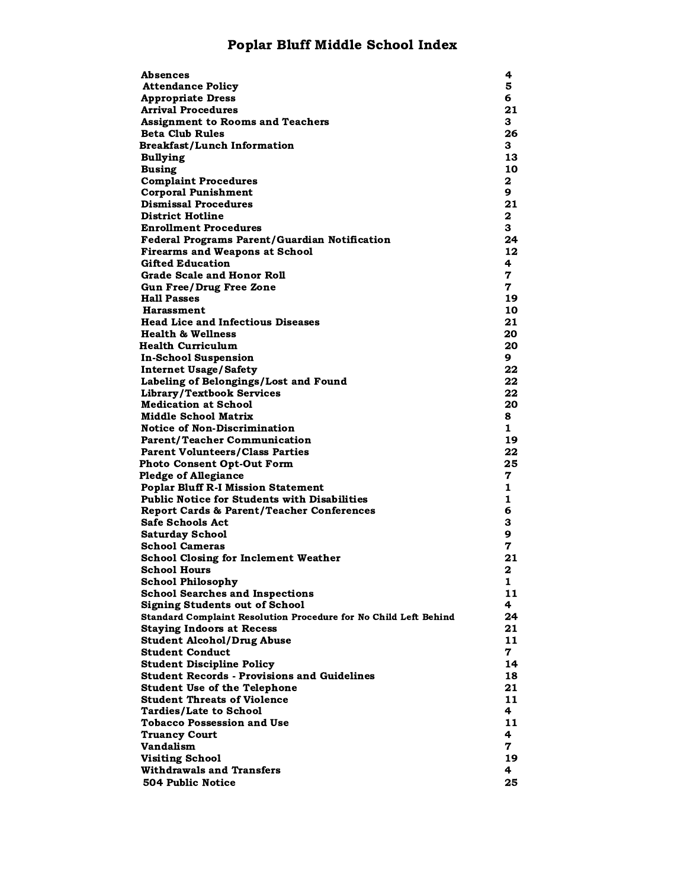# Poplar Bluff Middle School Index

| Topic | Page |
| --- | --- |
| Absences | 4 |
| Attendance Policy | 5 |
| Appropriate Dress | 6 |
| Arrival Procedures | 21 |
| Assignment to Rooms and Teachers | 3 |
| Beta Club Rules | 26 |
| Breakfast/Lunch Information | 3 |
| Bullying | 13 |
| Busing | 10 |
| Complaint Procedures | 2 |
| Corporal Punishment | 9 |
| Dismissal Procedures | 21 |
| District Hotline | 2 |
| Enrollment Procedures | 3 |
| Federal Programs Parent/Guardian Notification | 24 |
| Firearms and Weapons at School | 12 |
| Gifted Education | 4 |
| Grade Scale and Honor Roll | 7 |
| Gun Free/Drug Free Zone | 7 |
| Hall Passes | 19 |
| Harassment | 10 |
| Head Lice and Infectious Diseases | 21 |
| Health & Wellness | 20 |
| Health Curriculum | 20 |
| In-School Suspension | 9 |
| Internet Usage/Safety | 22 |
| Labeling of Belongings/Lost and Found | 22 |
| Library/Textbook Services | 22 |
| Medication at School | 20 |
| Middle School Matrix | 8 |
| Notice of Non-Discrimination | 1 |
| Parent/Teacher Communication | 19 |
| Parent Volunteers/Class Parties | 22 |
| Photo Consent Opt-Out Form | 25 |
| Pledge of Allegiance | 7 |
| Poplar Bluff R-I Mission Statement | 1 |
| Public Notice for Students with Disabilities | 1 |
| Report Cards & Parent/Teacher Conferences | 6 |
| Safe Schools Act | 3 |
| Saturday School | 9 |
| School Cameras | 7 |
| School Closing for Inclement Weather | 21 |
| School Hours | 2 |
| School Philosophy | 1 |
| School Searches and Inspections | 11 |
| Signing Students out of School | 4 |
| Standard Complaint Resolution Procedure for No Child Left Behind | 24 |
| Staying Indoors at Recess | 21 |
| Student Alcohol/Drug Abuse | 11 |
| Student Conduct | 7 |
| Student Discipline Policy | 14 |
| Student Records - Provisions and Guidelines | 18 |
| Student Use of the Telephone | 21 |
| Student Threats of Violence | 11 |
| Tardies/Late to School | 4 |
| Tobacco Possession and Use | 11 |
| Truancy Court | 4 |
| Vandalism | 7 |
| Visiting School | 19 |
| Withdrawals and Transfers | 4 |
| 504 Public Notice | 25 |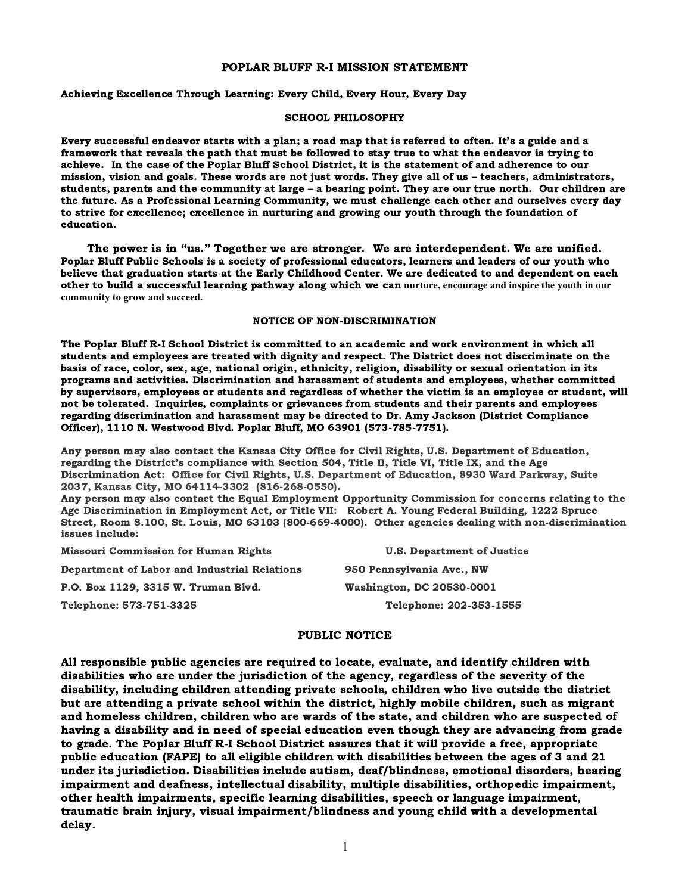## POPLAR BLUFF R-I MISSION STATEMENT

**Achieving Excellence Through Learning: Every Child, Every Hour, Every Day**

## SCHOOL PHILOSOPHY

**Every successful endeavor starts with a plan; a road map that is referred to often. It's a guide and a framework that reveals the path that must be followed to stay true to what the endeavor is trying to achieve. In the case of the Poplar Bluff School District, it is the statement of and adherence to our mission, vision and goals. These words are not just words. They give all of us – teachers, administrators, students, parents and the community at large – a bearing point. They are our true north. Our children are the future. As a Professional Learning Community, we must challenge each other and ourselves every day to strive for excellence; excellence in nurturing and growing our youth through the foundation of education.**

**The power is in "us." Together we are stronger. We are interdependent. We are unified. Poplar Bluff Public Schools is a society of professional educators, learners and leaders of our youth who believe that graduation starts at the Early Childhood Center. We are dedicated to and dependent on each other to build a successful learning pathway along which we can nurture, encourage and inspire the youth in our community to grow and succeed.**

## NOTICE OF NON-DISCRIMINATION

**The Poplar Bluff R-I School District is committed to an academic and work environment in which all students and employees are treated with dignity and respect. The District does not discriminate on the basis of race, color, sex, age, national origin, ethnicity, religion, disability or sexual orientation in its programs and activities. Discrimination and harassment of students and employees, whether committed by supervisors, employees or students and regardless of whether the victim is an employee or student, will not be tolerated. Inquiries, complaints or grievances from students and their parents and employees regarding discrimination and harassment may be directed to Dr. Amy Jackson (District Compliance Officer), 1110 N. Westwood Blvd. Poplar Bluff, MO 63901 (573-785-7751).**

**Any person may also contact the Kansas City Office for Civil Rights, U.S. Department of Education, regarding the District's compliance with Section 504, Title II, Title VI, Title IX, and the Age Discrimination Act: Office for Civil Rights, U.S. Department of Education, 8930 Ward Parkway, Suite 2037, Kansas City, MO 64114-3302 (816-268-0550).**
**Any person may also contact the Equal Employment Opportunity Commission for concerns relating to the Age Discrimination in Employment Act, or Title VII: Robert A. Young Federal Building, 1222 Spruce Street, Room 8.100, St. Louis, MO 63103 (800-669-4000). Other agencies dealing with non-discrimination issues include:**

**Missouri Commission for Human Rights**
**Department of Labor and Industrial Relations**
**P.O. Box 1129, 3315 W. Truman Blvd.**
**Telephone: 573-751-3325**

**U.S. Department of Justice**
**950 Pennsylvania Ave., NW**
**Washington, DC 20530-0001**
**Telephone: 202-353-1555**

## PUBLIC NOTICE

**All responsible public agencies are required to locate, evaluate, and identify children with disabilities who are under the jurisdiction of the agency, regardless of the severity of the disability, including children attending private schools, children who live outside the district but are attending a private school within the district, highly mobile children, such as migrant and homeless children, children who are wards of the state, and children who are suspected of having a disability and in need of special education even though they are advancing from grade to grade. The Poplar Bluff R-I School District assures that it will provide a free, appropriate public education (FAPE) to all eligible children with disabilities between the ages of 3 and 21 under its jurisdiction. Disabilities include autism, deaf/blindness, emotional disorders, hearing impairment and deafness, intellectual disability, multiple disabilities, orthopedic impairment, other health impairments, specific learning disabilities, speech or language impairment, traumatic brain injury, visual impairment/blindness and young child with a developmental delay.**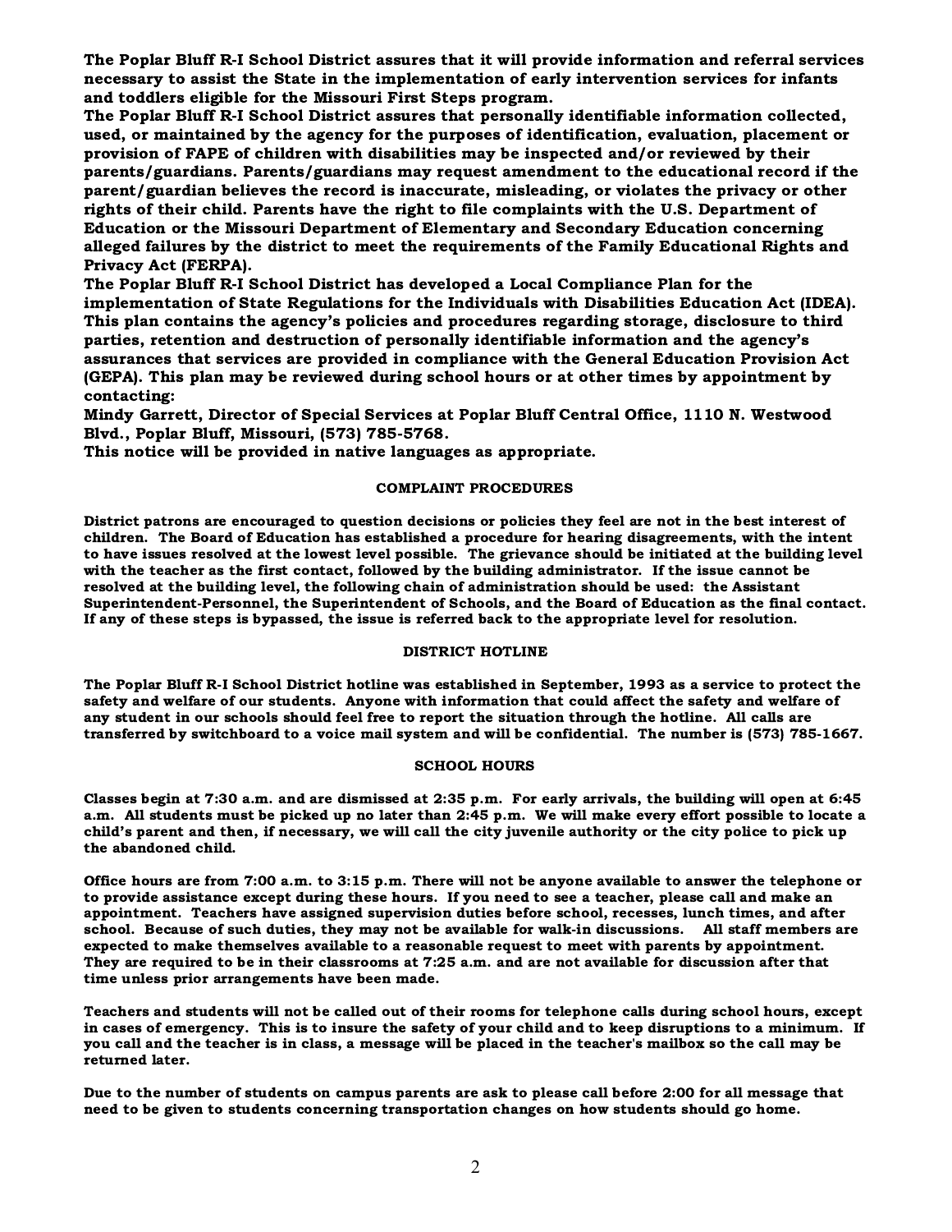**The Poplar Bluff R-I School District assures that it will provide information and referral services necessary to assist the State in the implementation of early intervention services for infants and toddlers eligible for the Missouri First Steps program.**

**The Poplar Bluff R-I School District assures that personally identifiable information collected, used, or maintained by the agency for the purposes of identification, evaluation, placement or provision of FAPE of children with disabilities may be inspected and/or reviewed by their parents/guardians. Parents/guardians may request amendment to the educational record if the parent/guardian believes the record is inaccurate, misleading, or violates the privacy or other rights of their child. Parents have the right to file complaints with the U.S. Department of Education or the Missouri Department of Elementary and Secondary Education concerning alleged failures by the district to meet the requirements of the Family Educational Rights and Privacy Act (FERPA).**

**The Poplar Bluff R-I School District has developed a Local Compliance Plan for the implementation of State Regulations for the Individuals with Disabilities Education Act (IDEA). This plan contains the agency's policies and procedures regarding storage, disclosure to third parties, retention and destruction of personally identifiable information and the agency's assurances that services are provided in compliance with the General Education Provision Act (GEPA). This plan may be reviewed during school hours or at other times by appointment by contacting:**

**Mindy Garrett, Director of Special Services at Poplar Bluff Central Office, 1110 N. Westwood Blvd., Poplar Bluff, Missouri, (573) 785-5768.**

**This notice will be provided in native languages as appropriate.**

## COMPLAINT PROCEDURES

District patrons are encouraged to question decisions or policies they feel are not in the best interest of children. The Board of Education has established a procedure for hearing disagreements, with the intent to have issues resolved at the lowest level possible. The grievance should be initiated at the building level with the teacher as the first contact, followed by the building administrator. If the issue cannot be resolved at the building level, the following chain of administration should be used: the Assistant Superintendent-Personnel, the Superintendent of Schools, and the Board of Education as the final contact. If any of these steps is bypassed, the issue is referred back to the appropriate level for resolution.

## DISTRICT HOTLINE

The Poplar Bluff R-I School District hotline was established in September, 1993 as a service to protect the safety and welfare of our students. Anyone with information that could affect the safety and welfare of any student in our schools should feel free to report the situation through the hotline. All calls are transferred by switchboard to a voice mail system and will be confidential. The number is (573) 785-1667.

## SCHOOL HOURS

Classes begin at 7:30 a.m. and are dismissed at 2:35 p.m. For early arrivals, the building will open at 6:45 a.m. All students must be picked up no later than 2:45 p.m. We will make every effort possible to locate a child's parent and then, if necessary, we will call the city juvenile authority or the city police to pick up the abandoned child.

Office hours are from 7:00 a.m. to 3:15 p.m. There will not be anyone available to answer the telephone or to provide assistance except during these hours. If you need to see a teacher, please call and make an appointment. Teachers have assigned supervision duties before school, recesses, lunch times, and after school. Because of such duties, they may not be available for walk-in discussions. All staff members are expected to make themselves available to a reasonable request to meet with parents by appointment. They are required to be in their classrooms at 7:25 a.m. and are not available for discussion after that time unless prior arrangements have been made.

Teachers and students will not be called out of their rooms for telephone calls during school hours, except in cases of emergency. This is to insure the safety of your child and to keep disruptions to a minimum. If you call and the teacher is in class, a message will be placed in the teacher's mailbox so the call may be returned later.

Due to the number of students on campus parents are ask to please call before 2:00 for all message that need to be given to students concerning transportation changes on how students should go home.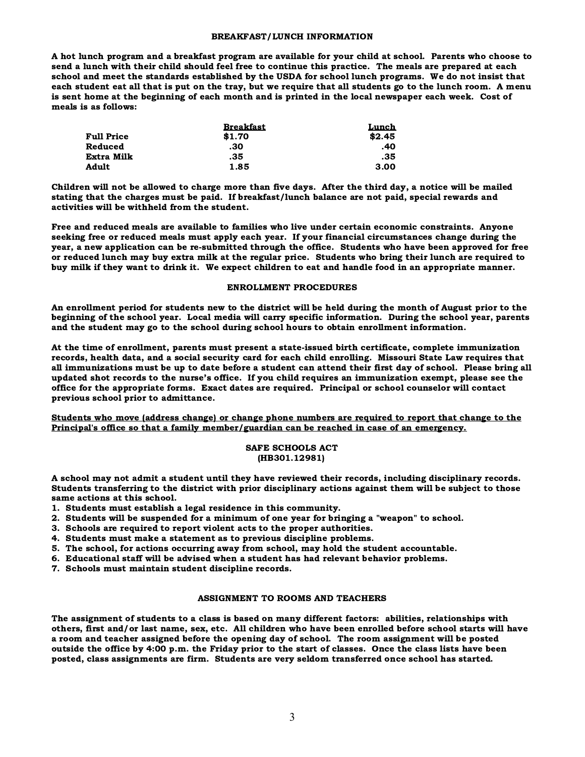## BREAKFAST/LUNCH INFORMATION

**A hot lunch program and a breakfast program are available for your child at school. Parents who choose to send a lunch with their child should feel free to continue this practice. The meals are prepared at each school and meet the standards established by the USDA for school lunch programs. We do not insist that each student eat all that is put on the tray, but we require that all students go to the lunch room. A menu is sent home at the beginning of each month and is printed in the local newspaper each week. Cost of meals is as follows:**

| | Breakfast | Lunch |
|---|---|---|
| **Full Price** | **$1.70** | **$2.45** |
| **Reduced** | **.30** | **.40** |
| **Extra Milk** | **.35** | **.35** |
| **Adult** | **1.85** | **3.00** |

**Children will not be allowed to charge more than five days. After the third day, a notice will be mailed stating that the charges must be paid. If breakfast/lunch balance are not paid, special rewards and activities will be withheld from the student.**

**Free and reduced meals are available to families who live under certain economic constraints. Anyone seeking free or reduced meals must apply each year. If your financial circumstances change during the year, a new application can be re-submitted through the office. Students who have been approved for free or reduced lunch may buy extra milk at the regular price. Students who bring their lunch are required to buy milk if they want to drink it. We expect children to eat and handle food in an appropriate manner.**

## ENROLLMENT PROCEDURES

**An enrollment period for students new to the district will be held during the month of August prior to the beginning of the school year. Local media will carry specific information. During the school year, parents and the student may go to the school during school hours to obtain enrollment information.**

**At the time of enrollment, parents must present a state-issued birth certificate, complete immunization records, health data, and a social security card for each child enrolling. Missouri State Law requires that all immunizations must be up to date before a student can attend their first day of school. Please bring all updated shot records to the nurse's office. If you child requires an immunization exempt, please see the office for the appropriate forms. Exact dates are required. Principal or school counselor will contact previous school prior to admittance.**

**<u>Students who move (address change) or change phone numbers are required to report that change to the Principal's office so that a family member/guardian can be reached in case of an emergency.</u>**

## SAFE SCHOOLS ACT
## (HB301.12981)

**A school may not admit a student until they have reviewed their records, including disciplinary records. Students transferring to the district with prior disciplinary actions against them will be subject to those same actions at this school.**

1. **Students must establish a legal residence in this community.**
2. **Students will be suspended for a minimum of one year for bringing a "weapon" to school.**
3. **Schools are required to report violent acts to the proper authorities.**
4. **Students must make a statement as to previous discipline problems.**
5. **The school, for actions occurring away from school, may hold the student accountable.**
6. **Educational staff will be advised when a student has had relevant behavior problems.**
7. **Schools must maintain student discipline records.**

## ASSIGNMENT TO ROOMS AND TEACHERS

**The assignment of students to a class is based on many different factors: abilities, relationships with others, first and/or last name, sex, etc. All children who have been enrolled before school starts will have a room and teacher assigned before the opening day of school. The room assignment will be posted outside the office by 4:00 p.m. the Friday prior to the start of classes. Once the class lists have been posted, class assignments are firm. Students are very seldom transferred once school has started.**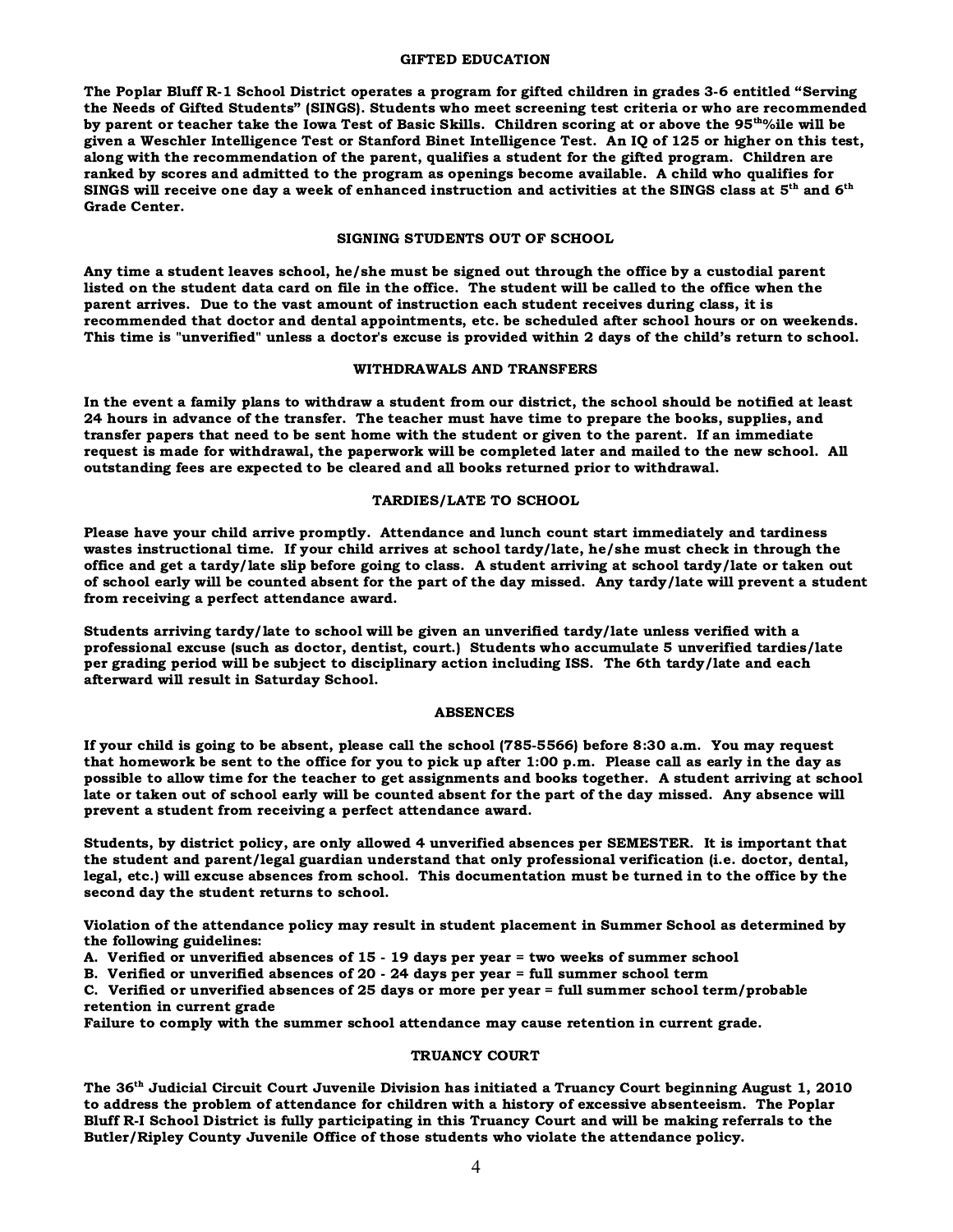## GIFTED EDUCATION

The Poplar Bluff R-1 School District operates a program for gifted children in grades 3-6 entitled "Serving the Needs of Gifted Students" (SINGS). Students who meet screening test criteria or who are recommended by parent or teacher take the Iowa Test of Basic Skills. Children scoring at or above the 95th%ile will be given a Weschler Intelligence Test or Stanford Binet Intelligence Test. An IQ of 125 or higher on this test, along with the recommendation of the parent, qualifies a student for the gifted program. Children are ranked by scores and admitted to the program as openings become available. A child who qualifies for SINGS will receive one day a week of enhanced instruction and activities at the SINGS class at 5th and 6th Grade Center.

## SIGNING STUDENTS OUT OF SCHOOL

Any time a student leaves school, he/she must be signed out through the office by a custodial parent listed on the student data card on file in the office. The student will be called to the office when the parent arrives. Due to the vast amount of instruction each student receives during class, it is recommended that doctor and dental appointments, etc. be scheduled after school hours or on weekends. This time is "unverified" unless a doctor's excuse is provided within 2 days of the child's return to school.

## WITHDRAWALS AND TRANSFERS

In the event a family plans to withdraw a student from our district, the school should be notified at least 24 hours in advance of the transfer. The teacher must have time to prepare the books, supplies, and transfer papers that need to be sent home with the student or given to the parent. If an immediate request is made for withdrawal, the paperwork will be completed later and mailed to the new school. All outstanding fees are expected to be cleared and all books returned prior to withdrawal.

## TARDIES/LATE TO SCHOOL

Please have your child arrive promptly. Attendance and lunch count start immediately and tardiness wastes instructional time. If your child arrives at school tardy/late, he/she must check in through the office and get a tardy/late slip before going to class. A student arriving at school tardy/late or taken out of school early will be counted absent for the part of the day missed. Any tardy/late will prevent a student from receiving a perfect attendance award.

Students arriving tardy/late to school will be given an unverified tardy/late unless verified with a professional excuse (such as doctor, dentist, court.) Students who accumulate 5 unverified tardies/late per grading period will be subject to disciplinary action including ISS. The 6th tardy/late and each afterward will result in Saturday School.

## ABSENCES

If your child is going to be absent, please call the school (785-5566) before 8:30 a.m. You may request that homework be sent to the office for you to pick up after 1:00 p.m. Please call as early in the day as possible to allow time for the teacher to get assignments and books together. A student arriving at school late or taken out of school early will be counted absent for the part of the day missed. Any absence will prevent a student from receiving a perfect attendance award.

Students, by district policy, are only allowed 4 unverified absences per SEMESTER. It is important that the student and parent/legal guardian understand that only professional verification (i.e. doctor, dental, legal, etc.) will excuse absences from school. This documentation must be turned in to the office by the second day the student returns to school.

Violation of the attendance policy may result in student placement in Summer School as determined by the following guidelines:

A. Verified or unverified absences of 15 - 19 days per year = two weeks of summer school
B. Verified or unverified absences of 20 - 24 days per year = full summer school term
C. Verified or unverified absences of 25 days or more per year = full summer school term/probable retention in current grade

Failure to comply with the summer school attendance may cause retention in current grade.

## TRUANCY COURT

The 36th Judicial Circuit Court Juvenile Division has initiated a Truancy Court beginning August 1, 2010 to address the problem of attendance for children with a history of excessive absenteeism. The Poplar Bluff R-I School District is fully participating in this Truancy Court and will be making referrals to the Butler/Ripley County Juvenile Office of those students who violate the attendance policy.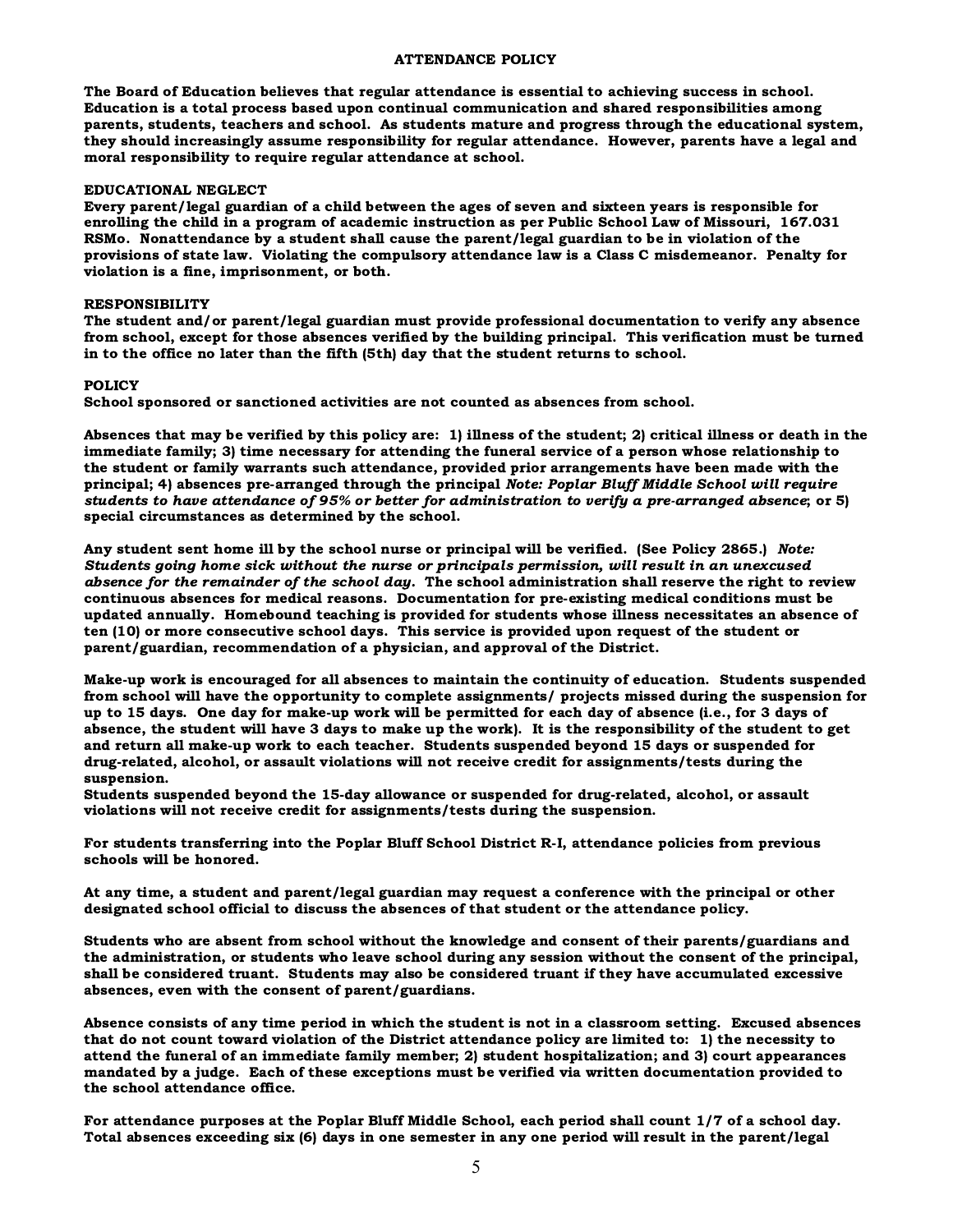## ATTENDANCE POLICY

**The Board of Education believes that regular attendance is essential to achieving success in school. Education is a total process based upon continual communication and shared responsibilities among parents, students, teachers and school. As students mature and progress through the educational system, they should increasingly assume responsibility for regular attendance. However, parents have a legal and moral responsibility to require regular attendance at school.**

### EDUCATIONAL NEGLECT

**Every parent/legal guardian of a child between the ages of seven and sixteen years is responsible for enrolling the child in a program of academic instruction as per Public School Law of Missouri, 167.031 RSMo. Nonattendance by a student shall cause the parent/legal guardian to be in violation of the provisions of state law. Violating the compulsory attendance law is a Class C misdemeanor. Penalty for violation is a fine, imprisonment, or both.**

### RESPONSIBILITY

**The student and/or parent/legal guardian must provide professional documentation to verify any absence from school, except for those absences verified by the building principal. This verification must be turned in to the office no later than the fifth (5th) day that the student returns to school.**

### POLICY

**School sponsored or sanctioned activities are not counted as absences from school.**

**Absences that may be verified by this policy are: 1) illness of the student; 2) critical illness or death in the immediate family; 3) time necessary for attending the funeral service of a person whose relationship to the student or family warrants such attendance, provided prior arrangements have been made with the principal; 4) absences pre-arranged through the principal *Note: Poplar Bluff Middle School will require students to have attendance of 95% or better for administration to verify a pre-arranged absence*; or 5) special circumstances as determined by the school.**

**Any student sent home ill by the school nurse or principal will be verified. (See Policy 2865.) *Note: Students going home sick without the nurse or principals permission, will result in an unexcused absence for the remainder of the school day.* The school administration shall reserve the right to review continuous absences for medical reasons. Documentation for pre-existing medical conditions must be updated annually. Homebound teaching is provided for students whose illness necessitates an absence of ten (10) or more consecutive school days. This service is provided upon request of the student or parent/guardian, recommendation of a physician, and approval of the District.**

**Make-up work is encouraged for all absences to maintain the continuity of education. Students suspended from school will have the opportunity to complete assignments/ projects missed during the suspension for up to 15 days. One day for make-up work will be permitted for each day of absence (i.e., for 3 days of absence, the student will have 3 days to make up the work). It is the responsibility of the student to get and return all make-up work to each teacher. Students suspended beyond 15 days or suspended for drug-related, alcohol, or assault violations will not receive credit for assignments/tests during the suspension.**
**Students suspended beyond the 15-day allowance or suspended for drug-related, alcohol, or assault violations will not receive credit for assignments/tests during the suspension.**

**For students transferring into the Poplar Bluff School District R-I, attendance policies from previous schools will be honored.**

**At any time, a student and parent/legal guardian may request a conference with the principal or other designated school official to discuss the absences of that student or the attendance policy.**

**Students who are absent from school without the knowledge and consent of their parents/guardians and the administration, or students who leave school during any session without the consent of the principal, shall be considered truant. Students may also be considered truant if they have accumulated excessive absences, even with the consent of parent/guardians.**

**Absence consists of any time period in which the student is not in a classroom setting. Excused absences that do not count toward violation of the District attendance policy are limited to: 1) the necessity to attend the funeral of an immediate family member; 2) student hospitalization; and 3) court appearances mandated by a judge. Each of these exceptions must be verified via written documentation provided to the school attendance office.**

**For attendance purposes at the Poplar Bluff Middle School, each period shall count 1/7 of a school day. Total absences exceeding six (6) days in one semester in any one period will result in the parent/legal**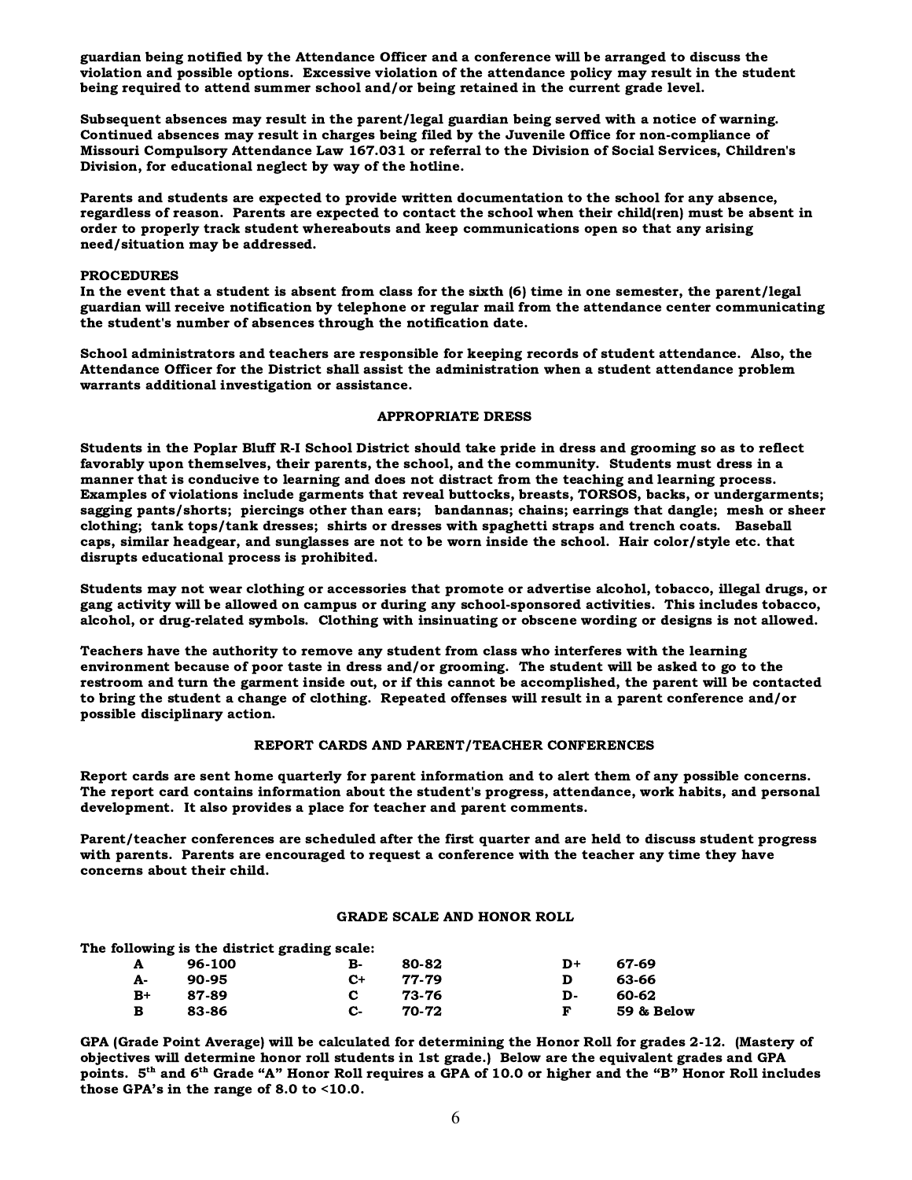**guardian being notified by the Attendance Officer and a conference will be arranged to discuss the violation and possible options. Excessive violation of the attendance policy may result in the student being required to attend summer school and/or being retained in the current grade level.**

**Subsequent absences may result in the parent/legal guardian being served with a notice of warning. Continued absences may result in charges being filed by the Juvenile Office for non-compliance of Missouri Compulsory Attendance Law 167.031 or referral to the Division of Social Services, Children's Division, for educational neglect by way of the hotline.**

**Parents and students are expected to provide written documentation to the school for any absence, regardless of reason. Parents are expected to contact the school when their child(ren) must be absent in order to properly track student whereabouts and keep communications open so that any arising need/situation may be addressed.**

**PROCEDURES**

**In the event that a student is absent from class for the sixth (6) time in one semester, the parent/legal guardian will receive notification by telephone or regular mail from the attendance center communicating the student's number of absences through the notification date.**

**School administrators and teachers are responsible for keeping records of student attendance. Also, the Attendance Officer for the District shall assist the administration when a student attendance problem warrants additional investigation or assistance.**

## APPROPRIATE DRESS

**Students in the Poplar Bluff R-I School District should take pride in dress and grooming so as to reflect favorably upon themselves, their parents, the school, and the community. Students must dress in a manner that is conducive to learning and does not distract from the teaching and learning process. Examples of violations include garments that reveal buttocks, breasts, TORSOS, backs, or undergarments; sagging pants/shorts; piercings other than ears; bandannas; chains; earrings that dangle; mesh or sheer clothing; tank tops/tank dresses; shirts or dresses with spaghetti straps and trench coats. Baseball caps, similar headgear, and sunglasses are not to be worn inside the school. Hair color/style etc. that disrupts educational process is prohibited.**

**Students may not wear clothing or accessories that promote or advertise alcohol, tobacco, illegal drugs, or gang activity will be allowed on campus or during any school-sponsored activities. This includes tobacco, alcohol, or drug-related symbols. Clothing with insinuating or obscene wording or designs is not allowed.**

**Teachers have the authority to remove any student from class who interferes with the learning environment because of poor taste in dress and/or grooming. The student will be asked to go to the restroom and turn the garment inside out, or if this cannot be accomplished, the parent will be contacted to bring the student a change of clothing. Repeated offenses will result in a parent conference and/or possible disciplinary action.**

## REPORT CARDS AND PARENT/TEACHER CONFERENCES

**Report cards are sent home quarterly for parent information and to alert them of any possible concerns. The report card contains information about the student's progress, attendance, work habits, and personal development. It also provides a place for teacher and parent comments.**

**Parent/teacher conferences are scheduled after the first quarter and are held to discuss student progress with parents. Parents are encouraged to request a conference with the teacher any time they have concerns about their child.**

## GRADE SCALE AND HONOR ROLL

**The following is the district grading scale:**

| Grade | Range | Grade | Range | Grade | Range |
|---|---|---|---|---|---|
| A | 96-100 | B- | 80-82 | D+ | 67-69 |
| A- | 90-95 | C+ | 77-79 | D | 63-66 |
| B+ | 87-89 | C | 73-76 | D- | 60-62 |
| B | 83-86 | C- | 70-72 | F | 59 & Below |

**GPA (Grade Point Average) will be calculated for determining the Honor Roll for grades 2-12. (Mastery of objectives will determine honor roll students in 1st grade.) Below are the equivalent grades and GPA points. 5th and 6th Grade "A" Honor Roll requires a GPA of 10.0 or higher and the "B" Honor Roll includes those GPA's in the range of 8.0 to <10.0.**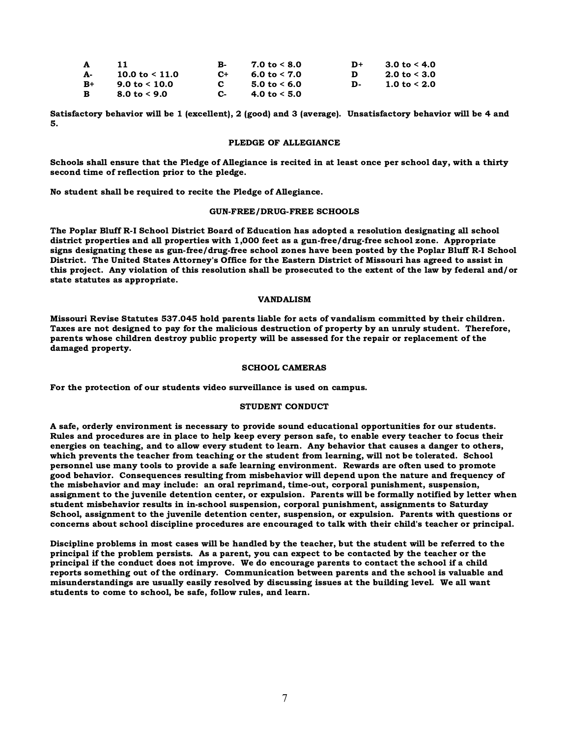| | | | | | |
|---|---|---|---|---|---|
| A | 11 | B- | 7.0 to < 8.0 | D+ | 3.0 to < 4.0 |
| A- | 10.0 to < 11.0 | C+ | 6.0 to < 7.0 | D | 2.0 to < 3.0 |
| B+ | 9.0 to < 10.0 | C | 5.0 to < 6.0 | D- | 1.0 to < 2.0 |
| B | 8.0 to < 9.0 | C- | 4.0 to < 5.0 | | |

**Satisfactory behavior will be 1 (excellent), 2 (good) and 3 (average). Unsatisfactory behavior will be 4 and 5.**

## PLEDGE OF ALLEGIANCE

**Schools shall ensure that the Pledge of Allegiance is recited in at least once per school day, with a thirty second time of reflection prior to the pledge.**

**No student shall be required to recite the Pledge of Allegiance.**

## GUN-FREE/DRUG-FREE SCHOOLS

**The Poplar Bluff R-I School District Board of Education has adopted a resolution designating all school district properties and all properties with 1,000 feet as a gun-free/drug-free school zone. Appropriate signs designating these as gun-free/drug-free school zones have been posted by the Poplar Bluff R-I School District. The United States Attorney's Office for the Eastern District of Missouri has agreed to assist in this project. Any violation of this resolution shall be prosecuted to the extent of the law by federal and/or state statutes as appropriate.**

## VANDALISM

**Missouri Revise Statutes 537.045 hold parents liable for acts of vandalism committed by their children. Taxes are not designed to pay for the malicious destruction of property by an unruly student. Therefore, parents whose children destroy public property will be assessed for the repair or replacement of the damaged property.**

## SCHOOL CAMERAS

**For the protection of our students video surveillance is used on campus.**

## STUDENT CONDUCT

**A safe, orderly environment is necessary to provide sound educational opportunities for our students. Rules and procedures are in place to help keep every person safe, to enable every teacher to focus their energies on teaching, and to allow every student to learn. Any behavior that causes a danger to others, which prevents the teacher from teaching or the student from learning, will not be tolerated. School personnel use many tools to provide a safe learning environment. Rewards are often used to promote good behavior. Consequences resulting from misbehavior will depend upon the nature and frequency of the misbehavior and may include: an oral reprimand, time-out, corporal punishment, suspension, assignment to the juvenile detention center, or expulsion. Parents will be formally notified by letter when student misbehavior results in in-school suspension, corporal punishment, assignments to Saturday School, assignment to the juvenile detention center, suspension, or expulsion. Parents with questions or concerns about school discipline procedures are encouraged to talk with their child's teacher or principal.**

**Discipline problems in most cases will be handled by the teacher, but the student will be referred to the principal if the problem persists. As a parent, you can expect to be contacted by the teacher or the principal if the conduct does not improve. We do encourage parents to contact the school if a child reports something out of the ordinary. Communication between parents and the school is valuable and misunderstandings are usually easily resolved by discussing issues at the building level. We all want students to come to school, be safe, follow rules, and learn.**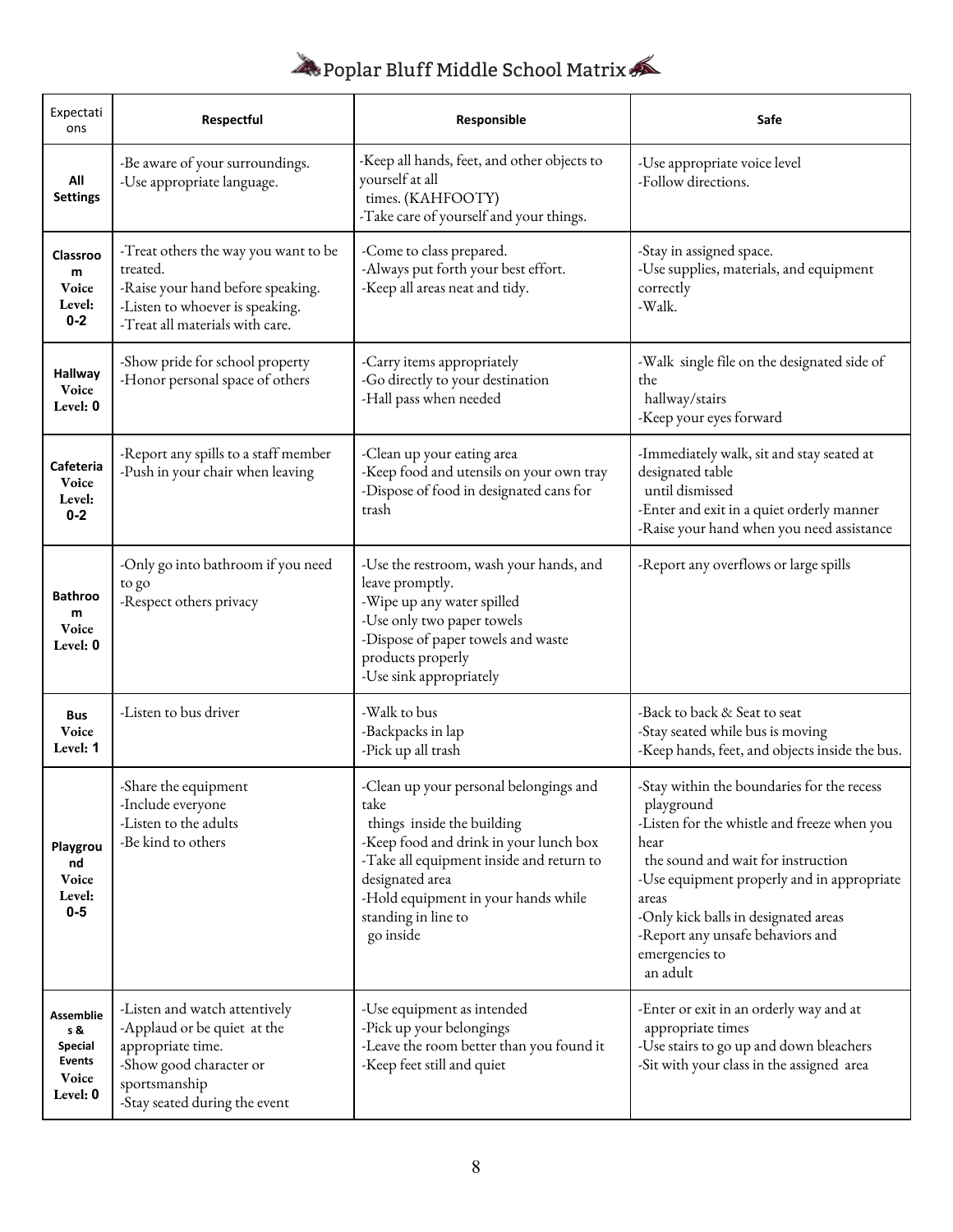# Poplar Bluff Middle School Matrix

| Expectations | Respectful | Responsible | Safe |
|---|---|---|---|
| **All Settings** | -Be aware of your surroundings.<br>-Use appropriate language. | -Keep all hands, feet, and other objects to yourself at all times. (KAHFOOTY)<br>-Take care of yourself and your things. | -Use appropriate voice level<br>-Follow directions. |
| **Classroom Voice Level: 0-2** | -Treat others the way you want to be treated.<br>-Raise your hand before speaking.<br>-Listen to whoever is speaking.<br>-Treat all materials with care. | -Come to class prepared.<br>-Always put forth your best effort.<br>-Keep all areas neat and tidy. | -Stay in assigned space.<br>-Use supplies, materials, and equipment correctly<br>-Walk. |
| **Hallway Voice Level: 0** | -Show pride for school property<br>-Honor personal space of others | -Carry items appropriately<br>-Go directly to your destination<br>-Hall pass when needed | -Walk single file on the designated side of the hallway/stairs<br>-Keep your eyes forward |
| **Cafeteria Voice Level: 0-2** | -Report any spills to a staff member<br>-Push in your chair when leaving | -Clean up your eating area<br>-Keep food and utensils on your own tray<br>-Dispose of food in designated cans for trash | -Immediately walk, sit and stay seated at designated table until dismissed<br>-Enter and exit in a quiet orderly manner<br>-Raise your hand when you need assistance |
| **Bathroom Voice Level: 0** | -Only go into bathroom if you need to go<br>-Respect others privacy | -Use the restroom, wash your hands, and leave promptly.<br>-Wipe up any water spilled<br>-Use only two paper towels<br>-Dispose of paper towels and waste products properly<br>-Use sink appropriately | -Report any overflows or large spills |
| **Bus Voice Level: 1** | -Listen to bus driver | -Walk to bus<br>-Backpacks in lap<br>-Pick up all trash | -Back to back & Seat to seat<br>-Stay seated while bus is moving<br>-Keep hands, feet, and objects inside the bus. |
| **Playground Voice Level: 0-5** | -Share the equipment<br>-Include everyone<br>-Listen to the adults<br>-Be kind to others | -Clean up your personal belongings and take things inside the building<br>-Keep food and drink in your lunch box<br>-Take all equipment inside and return to designated area<br>-Hold equipment in your hands while standing in line to go inside | -Stay within the boundaries for the recess playground<br>-Listen for the whistle and freeze when you hear the sound and wait for instruction<br>-Use equipment properly and in appropriate areas<br>-Only kick balls in designated areas<br>-Report any unsafe behaviors and emergencies to an adult |
| **Assemblies & Special Events Voice Level: 0** | -Listen and watch attentively<br>-Applaud or be quiet at the appropriate time.<br>-Show good character or sportsmanship<br>-Stay seated during the event | -Use equipment as intended<br>-Pick up your belongings<br>-Leave the room better than you found it<br>-Keep feet still and quiet | -Enter or exit in an orderly way and at appropriate times<br>-Use stairs to go up and down bleachers<br>-Sit with your class in the assigned area |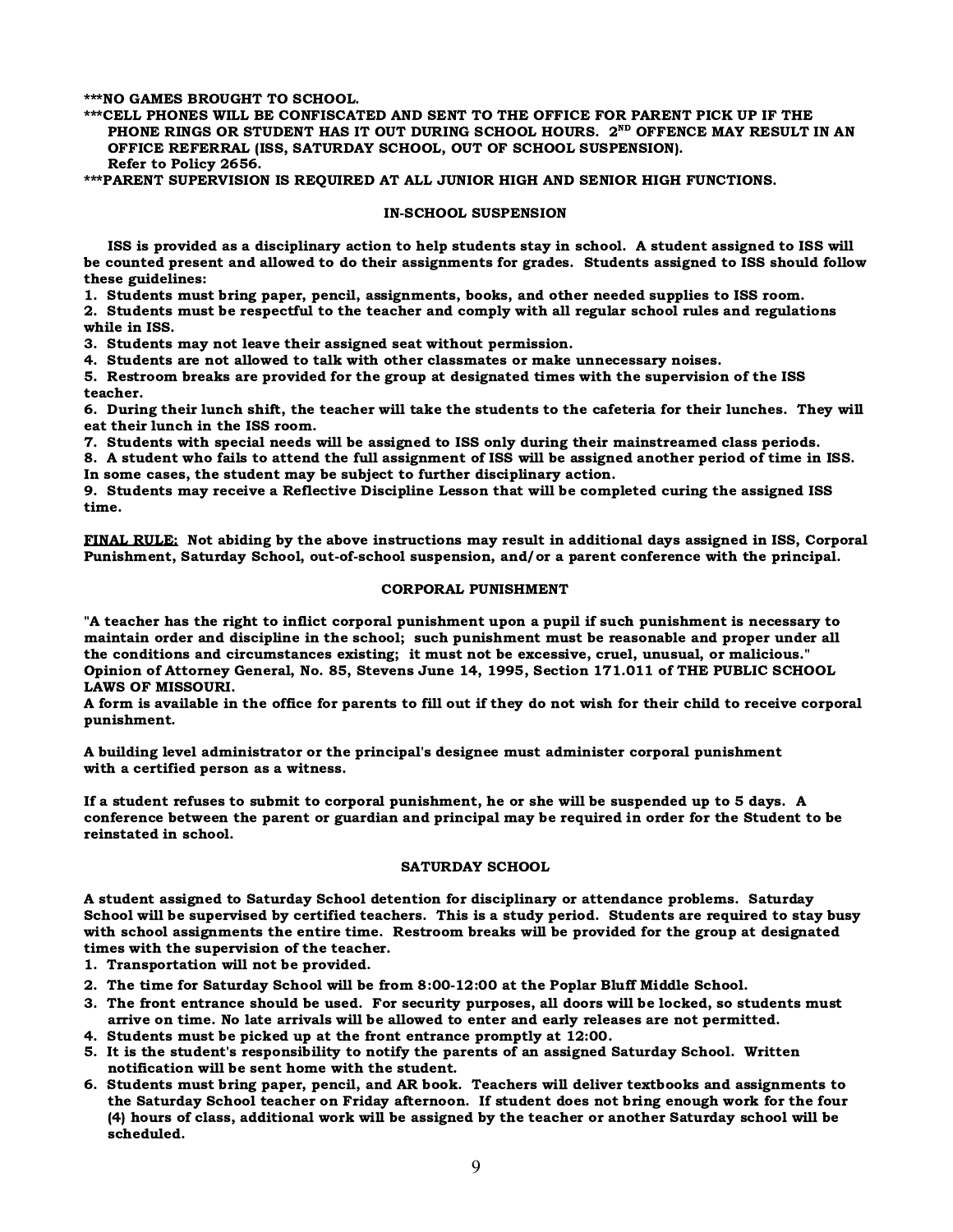**\*\*\*NO GAMES BROUGHT TO SCHOOL.**

**\*\*\*CELL PHONES WILL BE CONFISCATED AND SENT TO THE OFFICE FOR PARENT PICK UP IF THE PHONE RINGS OR STUDENT HAS IT OUT DURING SCHOOL HOURS. 2ND OFFENCE MAY RESULT IN AN OFFICE REFERRAL (ISS, SATURDAY SCHOOL, OUT OF SCHOOL SUSPENSION). Refer to Policy 2656.**

**\*\*\*PARENT SUPERVISION IS REQUIRED AT ALL JUNIOR HIGH AND SENIOR HIGH FUNCTIONS.**

## IN-SCHOOL SUSPENSION

**ISS is provided as a disciplinary action to help students stay in school. A student assigned to ISS will be counted present and allowed to do their assignments for grades. Students assigned to ISS should follow these guidelines:**

1. **Students must bring paper, pencil, assignments, books, and other needed supplies to ISS room.**
2. **Students must be respectful to the teacher and comply with all regular school rules and regulations while in ISS.**
3. **Students may not leave their assigned seat without permission.**
4. **Students are not allowed to talk with other classmates or make unnecessary noises.**
5. **Restroom breaks are provided for the group at designated times with the supervision of the ISS teacher.**
6. **During their lunch shift, the teacher will take the students to the cafeteria for their lunches. They will eat their lunch in the ISS room.**
7. **Students with special needs will be assigned to ISS only during their mainstreamed class periods.**
8. **A student who fails to attend the full assignment of ISS will be assigned another period of time in ISS. In some cases, the student may be subject to further disciplinary action.**
9. **Students may receive a Reflective Discipline Lesson that will be completed curing the assigned ISS time.**

**<u>FINAL RULE:</u> Not abiding by the above instructions may result in additional days assigned in ISS, Corporal Punishment, Saturday School, out-of-school suspension, and/or a parent conference with the principal.**

## CORPORAL PUNISHMENT

**"A teacher has the right to inflict corporal punishment upon a pupil if such punishment is necessary to maintain order and discipline in the school; such punishment must be reasonable and proper under all the conditions and circumstances existing; it must not be excessive, cruel, unusual, or malicious." Opinion of Attorney General, No. 85, Stevens June 14, 1995, Section 171.011 of THE PUBLIC SCHOOL LAWS OF MISSOURI.**

**A form is available in the office for parents to fill out if they do not wish for their child to receive corporal punishment.**

**A building level administrator or the principal's designee must administer corporal punishment with a certified person as a witness.**

**If a student refuses to submit to corporal punishment, he or she will be suspended up to 5 days. A conference between the parent or guardian and principal may be required in order for the Student to be reinstated in school.**

## SATURDAY SCHOOL

**A student assigned to Saturday School detention for disciplinary or attendance problems. Saturday School will be supervised by certified teachers. This is a study period. Students are required to stay busy with school assignments the entire time. Restroom breaks will be provided for the group at designated times with the supervision of the teacher.**

1. **Transportation will not be provided.**
2. **The time for Saturday School will be from 8:00-12:00 at the Poplar Bluff Middle School.**
3. **The front entrance should be used. For security purposes, all doors will be locked, so students must arrive on time. No late arrivals will be allowed to enter and early releases are not permitted.**
4. **Students must be picked up at the front entrance promptly at 12:00.**
5. **It is the student's responsibility to notify the parents of an assigned Saturday School. Written notification will be sent home with the student.**
6. **Students must bring paper, pencil, and AR book. Teachers will deliver textbooks and assignments to the Saturday School teacher on Friday afternoon. If student does not bring enough work for the four (4) hours of class, additional work will be assigned by the teacher or another Saturday school will be scheduled.**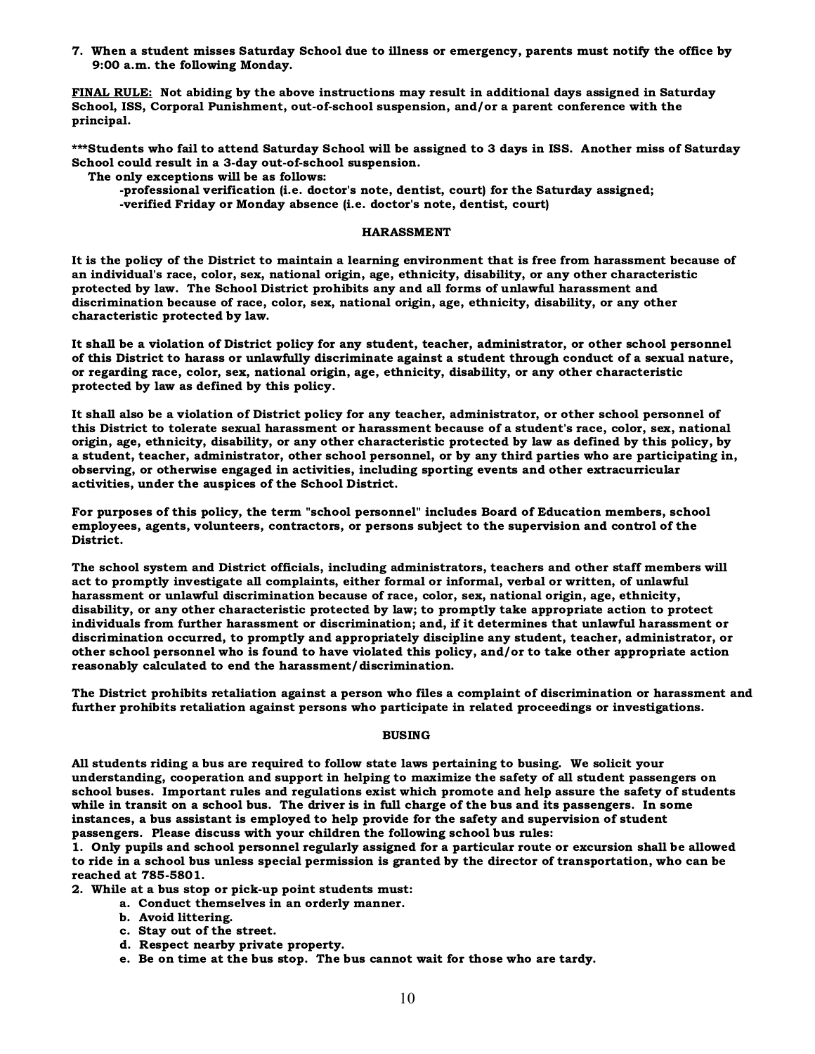**7. When a student misses Saturday School due to illness or emergency, parents must notify the office by 9:00 a.m. the following Monday.**

**<u>FINAL RULE:</u> Not abiding by the above instructions may result in additional days assigned in Saturday School, ISS, Corporal Punishment, out-of-school suspension, and/or a parent conference with the principal.**

**\*\*\*Students who fail to attend Saturday School will be assigned to 3 days in ISS. Another miss of Saturday School could result in a 3-day out-of-school suspension.**

**The only exceptions will be as follows:**

**-professional verification (i.e. doctor's note, dentist, court) for the Saturday assigned;**

**-verified Friday or Monday absence (i.e. doctor's note, dentist, court)**

## HARASSMENT

**It is the policy of the District to maintain a learning environment that is free from harassment because of an individual's race, color, sex, national origin, age, ethnicity, disability, or any other characteristic protected by law. The School District prohibits any and all forms of unlawful harassment and discrimination because of race, color, sex, national origin, age, ethnicity, disability, or any other characteristic protected by law.**

**It shall be a violation of District policy for any student, teacher, administrator, or other school personnel of this District to harass or unlawfully discriminate against a student through conduct of a sexual nature, or regarding race, color, sex, national origin, age, ethnicity, disability, or any other characteristic protected by law as defined by this policy.**

**It shall also be a violation of District policy for any teacher, administrator, or other school personnel of this District to tolerate sexual harassment or harassment because of a student's race, color, sex, national origin, age, ethnicity, disability, or any other characteristic protected by law as defined by this policy, by a student, teacher, administrator, other school personnel, or by any third parties who are participating in, observing, or otherwise engaged in activities, including sporting events and other extracurricular activities, under the auspices of the School District.**

**For purposes of this policy, the term "school personnel" includes Board of Education members, school employees, agents, volunteers, contractors, or persons subject to the supervision and control of the District.**

**The school system and District officials, including administrators, teachers and other staff members will act to promptly investigate all complaints, either formal or informal, verbal or written, of unlawful harassment or unlawful discrimination because of race, color, sex, national origin, age, ethnicity, disability, or any other characteristic protected by law; to promptly take appropriate action to protect individuals from further harassment or discrimination; and, if it determines that unlawful harassment or discrimination occurred, to promptly and appropriately discipline any student, teacher, administrator, or other school personnel who is found to have violated this policy, and/or to take other appropriate action reasonably calculated to end the harassment/discrimination.**

**The District prohibits retaliation against a person who files a complaint of discrimination or harassment and further prohibits retaliation against persons who participate in related proceedings or investigations.**

## BUSING

**All students riding a bus are required to follow state laws pertaining to busing. We solicit your understanding, cooperation and support in helping to maximize the safety of all student passengers on school buses. Important rules and regulations exist which promote and help assure the safety of students while in transit on a school bus. The driver is in full charge of the bus and its passengers. In some instances, a bus assistant is employed to help provide for the safety and supervision of student passengers. Please discuss with your children the following school bus rules:**

**1. Only pupils and school personnel regularly assigned for a particular route or excursion shall be allowed to ride in a school bus unless special permission is granted by the director of transportation, who can be reached at 785-5801.**

**2. While at a bus stop or pick-up point students must:**

- **a. Conduct themselves in an orderly manner.**
- **b. Avoid littering.**
- **c. Stay out of the street.**
- **d. Respect nearby private property.**
- **e. Be on time at the bus stop. The bus cannot wait for those who are tardy.**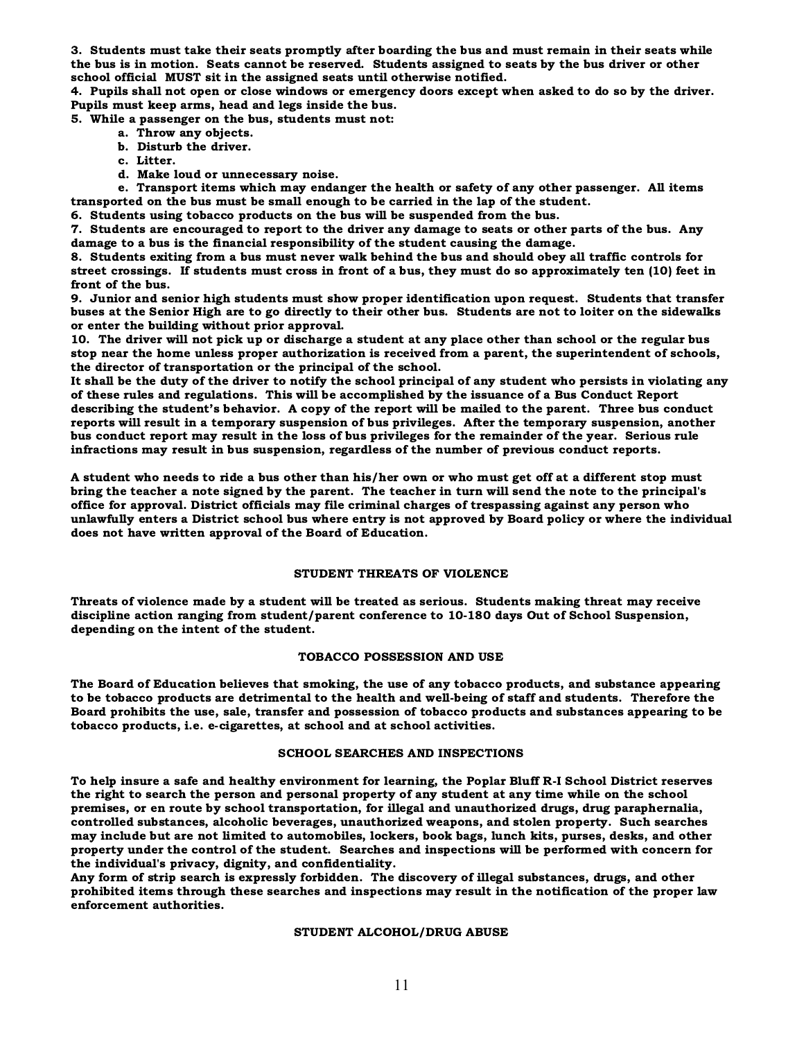**3. Students must take their seats promptly after boarding the bus and must remain in their seats while the bus is in motion. Seats cannot be reserved. Students assigned to seats by the bus driver or other school official MUST sit in the assigned seats until otherwise notified.**

**4. Pupils shall not open or close windows or emergency doors except when asked to do so by the driver. Pupils must keep arms, head and legs inside the bus.**

**5. While a passenger on the bus, students must not:**

- **a. Throw any objects.**
- **b. Disturb the driver.**
- **c. Litter.**
- **d. Make loud or unnecessary noise.**
- **e. Transport items which may endanger the health or safety of any other passenger. All items transported on the bus must be small enough to be carried in the lap of the student.**

**6. Students using tobacco products on the bus will be suspended from the bus.**

**7. Students are encouraged to report to the driver any damage to seats or other parts of the bus. Any damage to a bus is the financial responsibility of the student causing the damage.**

**8. Students exiting from a bus must never walk behind the bus and should obey all traffic controls for street crossings. If students must cross in front of a bus, they must do so approximately ten (10) feet in front of the bus.**

**9. Junior and senior high students must show proper identification upon request. Students that transfer buses at the Senior High are to go directly to their other bus. Students are not to loiter on the sidewalks or enter the building without prior approval.**

**10. The driver will not pick up or discharge a student at any place other than school or the regular bus stop near the home unless proper authorization is received from a parent, the superintendent of schools, the director of transportation or the principal of the school.**

**It shall be the duty of the driver to notify the school principal of any student who persists in violating any of these rules and regulations. This will be accomplished by the issuance of a Bus Conduct Report describing the student's behavior. A copy of the report will be mailed to the parent. Three bus conduct reports will result in a temporary suspension of bus privileges. After the temporary suspension, another bus conduct report may result in the loss of bus privileges for the remainder of the year. Serious rule infractions may result in bus suspension, regardless of the number of previous conduct reports.**

**A student who needs to ride a bus other than his/her own or who must get off at a different stop must bring the teacher a note signed by the parent. The teacher in turn will send the note to the principal's office for approval. District officials may file criminal charges of trespassing against any person who unlawfully enters a District school bus where entry is not approved by Board policy or where the individual does not have written approval of the Board of Education.**

## STUDENT THREATS OF VIOLENCE

**Threats of violence made by a student will be treated as serious. Students making threat may receive discipline action ranging from student/parent conference to 10-180 days Out of School Suspension, depending on the intent of the student.**

## TOBACCO POSSESSION AND USE

**The Board of Education believes that smoking, the use of any tobacco products, and substance appearing to be tobacco products are detrimental to the health and well-being of staff and students. Therefore the Board prohibits the use, sale, transfer and possession of tobacco products and substances appearing to be tobacco products, i.e. e-cigarettes, at school and at school activities.**

## SCHOOL SEARCHES AND INSPECTIONS

**To help insure a safe and healthy environment for learning, the Poplar Bluff R-I School District reserves the right to search the person and personal property of any student at any time while on the school premises, or en route by school transportation, for illegal and unauthorized drugs, drug paraphernalia, controlled substances, alcoholic beverages, unauthorized weapons, and stolen property. Such searches may include but are not limited to automobiles, lockers, book bags, lunch kits, purses, desks, and other property under the control of the student. Searches and inspections will be performed with concern for the individual's privacy, dignity, and confidentiality.**

**Any form of strip search is expressly forbidden. The discovery of illegal substances, drugs, and other prohibited items through these searches and inspections may result in the notification of the proper law enforcement authorities.**

## STUDENT ALCOHOL/DRUG ABUSE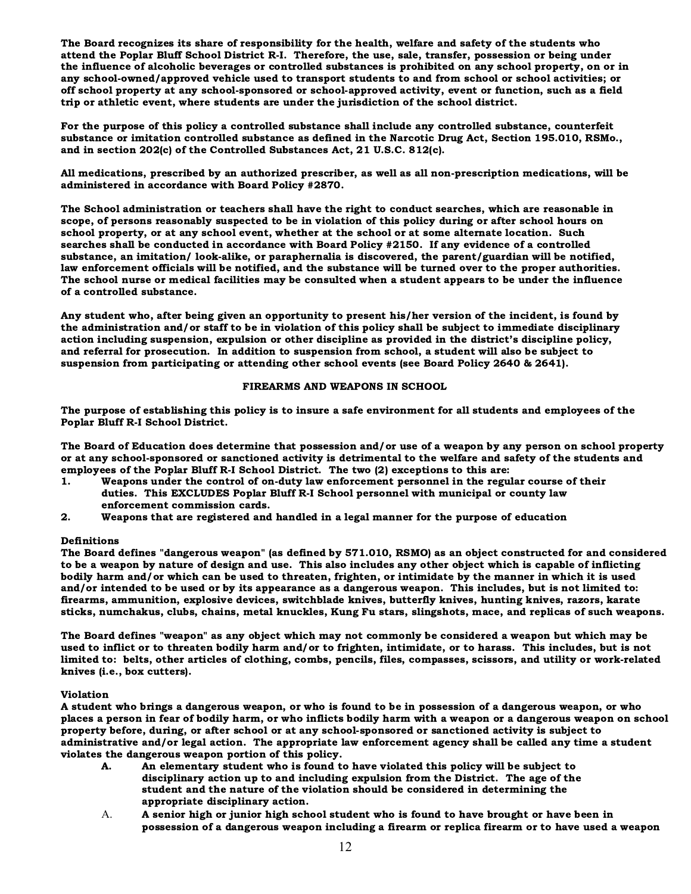**The Board recognizes its share of responsibility for the health, welfare and safety of the students who attend the Poplar Bluff School District R-I. Therefore, the use, sale, transfer, possession or being under the influence of alcoholic beverages or controlled substances is prohibited on any school property, on or in any school-owned/approved vehicle used to transport students to and from school or school activities; or off school property at any school-sponsored or school-approved activity, event or function, such as a field trip or athletic event, where students are under the jurisdiction of the school district.**

**For the purpose of this policy a controlled substance shall include any controlled substance, counterfeit substance or imitation controlled substance as defined in the Narcotic Drug Act, Section 195.010, RSMo., and in section 202(c) of the Controlled Substances Act, 21 U.S.C. 812(c).**

**All medications, prescribed by an authorized prescriber, as well as all non-prescription medications, will be administered in accordance with Board Policy #2870.**

**The School administration or teachers shall have the right to conduct searches, which are reasonable in scope, of persons reasonably suspected to be in violation of this policy during or after school hours on school property, or at any school event, whether at the school or at some alternate location. Such searches shall be conducted in accordance with Board Policy #2150. If any evidence of a controlled substance, an imitation/ look-alike, or paraphernalia is discovered, the parent/guardian will be notified, law enforcement officials will be notified, and the substance will be turned over to the proper authorities. The school nurse or medical facilities may be consulted when a student appears to be under the influence of a controlled substance.**

**Any student who, after being given an opportunity to present his/her version of the incident, is found by the administration and/or staff to be in violation of this policy shall be subject to immediate disciplinary action including suspension, expulsion or other discipline as provided in the district's discipline policy, and referral for prosecution. In addition to suspension from school, a student will also be subject to suspension from participating or attending other school events (see Board Policy 2640 & 2641).**

## FIREARMS AND WEAPONS IN SCHOOL

**The purpose of establishing this policy is to insure a safe environment for all students and employees of the Poplar Bluff R-I School District.**

**The Board of Education does determine that possession and/or use of a weapon by any person on school property or at any school-sponsored or sanctioned activity is detrimental to the welfare and safety of the students and employees of the Poplar Bluff R-I School District. The two (2) exceptions to this are:**

1. **Weapons under the control of on-duty law enforcement personnel in the regular course of their duties. This EXCLUDES Poplar Bluff R-I School personnel with municipal or county law enforcement commission cards.**
2. **Weapons that are registered and handled in a legal manner for the purpose of education**

**Definitions**

**The Board defines "dangerous weapon" (as defined by 571.010, RSMO) as an object constructed for and considered to be a weapon by nature of design and use. This also includes any other object which is capable of inflicting bodily harm and/or which can be used to threaten, frighten, or intimidate by the manner in which it is used and/or intended to be used or by its appearance as a dangerous weapon. This includes, but is not limited to: firearms, ammunition, explosive devices, switchblade knives, butterfly knives, hunting knives, razors, karate sticks, numchakus, clubs, chains, metal knuckles, Kung Fu stars, slingshots, mace, and replicas of such weapons.**

**The Board defines "weapon" as any object which may not commonly be considered a weapon but which may be used to inflict or to threaten bodily harm and/or to frighten, intimidate, or to harass. This includes, but is not limited to: belts, other articles of clothing, combs, pencils, files, compasses, scissors, and utility or work-related knives (i.e., box cutters).**

**Violation**

**A student who brings a dangerous weapon, or who is found to be in possession of a dangerous weapon, or who places a person in fear of bodily harm, or who inflicts bodily harm with a weapon or a dangerous weapon on school property before, during, or after school or at any school-sponsored or sanctioned activity is subject to administrative and/or legal action. The appropriate law enforcement agency shall be called any time a student violates the dangerous weapon portion of this policy.**

- A. **An elementary student who is found to have violated this policy will be subject to disciplinary action up to and including expulsion from the District. The age of the student and the nature of the violation should be considered in determining the appropriate disciplinary action.**
- A. **A senior high or junior high school student who is found to have brought or have been in possession of a dangerous weapon including a firearm or replica firearm or to have used a weapon**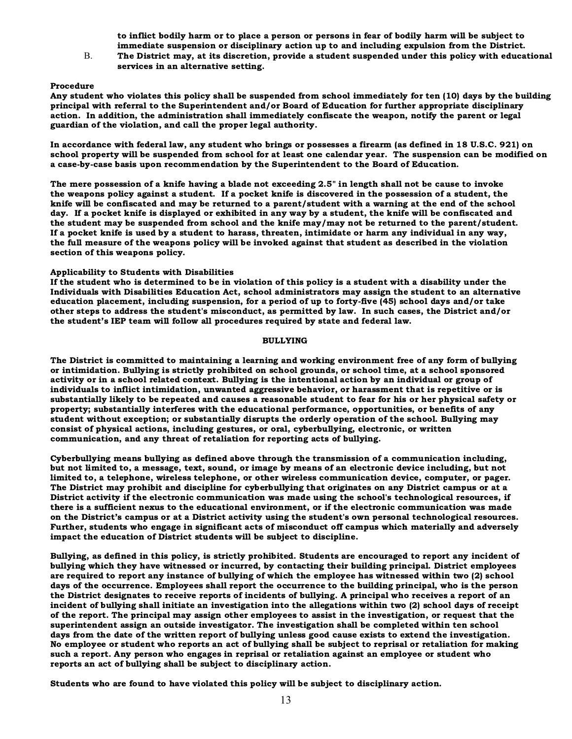to inflict bodily harm or to place a person or persons in fear of bodily harm will be subject to immediate suspension or disciplinary action up to and including expulsion from the District.

B. The District may, at its discretion, provide a student suspended under this policy with educational services in an alternative setting.

**Procedure**

**Any student who violates this policy shall be suspended from school immediately for ten (10) days by the building principal with referral to the Superintendent and/or Board of Education for further appropriate disciplinary action. In addition, the administration shall immediately confiscate the weapon, notify the parent or legal guardian of the violation, and call the proper legal authority.**

**In accordance with federal law, any student who brings or possesses a firearm (as defined in 18 U.S.C. 921) on school property will be suspended from school for at least one calendar year. The suspension can be modified on a case-by-case basis upon recommendation by the Superintendent to the Board of Education.**

**The mere possession of a knife having a blade not exceeding 2.5" in length shall not be cause to invoke the weapons policy against a student. If a pocket knife is discovered in the possession of a student, the knife will be confiscated and may be returned to a parent/student with a warning at the end of the school day. If a pocket knife is displayed or exhibited in any way by a student, the knife will be confiscated and the student may be suspended from school and the knife may/may not be returned to the parent/student. If a pocket knife is used by a student to harass, threaten, intimidate or harm any individual in any way, the full measure of the weapons policy will be invoked against that student as described in the violation section of this weapons policy.**

**Applicability to Students with Disabilities**

**If the student who is determined to be in violation of this policy is a student with a disability under the Individuals with Disabilities Education Act, school administrators may assign the student to an alternative education placement, including suspension, for a period of up to forty-five (45) school days and/or take other steps to address the student's misconduct, as permitted by law. In such cases, the District and/or the student's IEP team will follow all procedures required by state and federal law.**

## BULLYING

**The District is committed to maintaining a learning and working environment free of any form of bullying or intimidation. Bullying is strictly prohibited on school grounds, or school time, at a school sponsored activity or in a school related context. Bullying is the intentional action by an individual or group of individuals to inflict intimidation, unwanted aggressive behavior, or harassment that is repetitive or is substantially likely to be repeated and causes a reasonable student to fear for his or her physical safety or property; substantially interferes with the educational performance, opportunities, or benefits of any student without exception; or substantially disrupts the orderly operation of the school. Bullying may consist of physical actions, including gestures, or oral, cyberbullying, electronic, or written communication, and any threat of retaliation for reporting acts of bullying.**

**Cyberbullying means bullying as defined above through the transmission of a communication including, but not limited to, a message, text, sound, or image by means of an electronic device including, but not limited to, a telephone, wireless telephone, or other wireless communication device, computer, or pager. The District may prohibit and discipline for cyberbullying that originates on any District campus or at a District activity if the electronic communication was made using the school's technological resources, if there is a sufficient nexus to the educational environment, or if the electronic communication was made on the District's campus or at a District activity using the student's own personal technological resources. Further, students who engage in significant acts of misconduct off campus which materially and adversely impact the education of District students will be subject to discipline.**

**Bullying, as defined in this policy, is strictly prohibited. Students are encouraged to report any incident of bullying which they have witnessed or incurred, by contacting their building principal. District employees are required to report any instance of bullying of which the employee has witnessed within two (2) school days of the occurrence. Employees shall report the occurrence to the building principal, who is the person the District designates to receive reports of incidents of bullying. A principal who receives a report of an incident of bullying shall initiate an investigation into the allegations within two (2) school days of receipt of the report. The principal may assign other employees to assist in the investigation, or request that the superintendent assign an outside investigator. The investigation shall be completed within ten school days from the date of the written report of bullying unless good cause exists to extend the investigation. No employee or student who reports an act of bullying shall be subject to reprisal or retaliation for making such a report. Any person who engages in reprisal or retaliation against an employee or student who reports an act of bullying shall be subject to disciplinary action.**

**Students who are found to have violated this policy will be subject to disciplinary action.**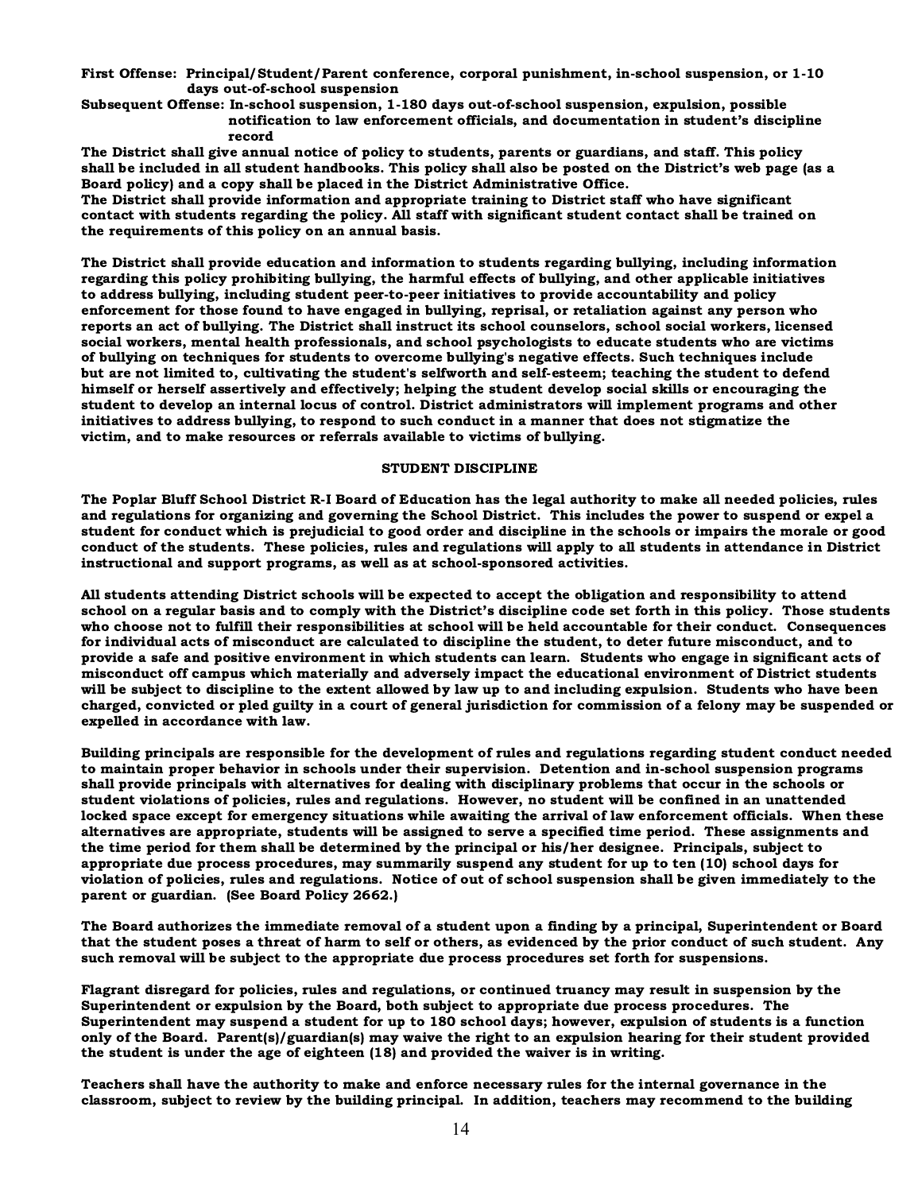**First Offense:** Principal/Student/Parent conference, corporal punishment, in-school suspension, or 1-10 days out-of-school suspension

**Subsequent Offense:** In-school suspension, 1-180 days out-of-school suspension, expulsion, possible notification to law enforcement officials, and documentation in student's discipline record

The District shall give annual notice of policy to students, parents or guardians, and staff. This policy shall be included in all student handbooks. This policy shall also be posted on the District's web page (as a Board policy) and a copy shall be placed in the District Administrative Office.

The District shall provide information and appropriate training to District staff who have significant contact with students regarding the policy. All staff with significant student contact shall be trained on the requirements of this policy on an annual basis.

The District shall provide education and information to students regarding bullying, including information regarding this policy prohibiting bullying, the harmful effects of bullying, and other applicable initiatives to address bullying, including student peer-to-peer initiatives to provide accountability and policy enforcement for those found to have engaged in bullying, reprisal, or retaliation against any person who reports an act of bullying. The District shall instruct its school counselors, school social workers, licensed social workers, mental health professionals, and school psychologists to educate students who are victims of bullying on techniques for students to overcome bullying's negative effects. Such techniques include but are not limited to, cultivating the student's selfworth and self-esteem; teaching the student to defend himself or herself assertively and effectively; helping the student develop social skills or encouraging the student to develop an internal locus of control. District administrators will implement programs and other initiatives to address bullying, to respond to such conduct in a manner that does not stigmatize the victim, and to make resources or referrals available to victims of bullying.

## STUDENT DISCIPLINE

The Poplar Bluff School District R-I Board of Education has the legal authority to make all needed policies, rules and regulations for organizing and governing the School District. This includes the power to suspend or expel a student for conduct which is prejudicial to good order and discipline in the schools or impairs the morale or good conduct of the students. These policies, rules and regulations will apply to all students in attendance in District instructional and support programs, as well as at school-sponsored activities.

All students attending District schools will be expected to accept the obligation and responsibility to attend school on a regular basis and to comply with the District's discipline code set forth in this policy. Those students who choose not to fulfill their responsibilities at school will be held accountable for their conduct. Consequences for individual acts of misconduct are calculated to discipline the student, to deter future misconduct, and to provide a safe and positive environment in which students can learn. Students who engage in significant acts of misconduct off campus which materially and adversely impact the educational environment of District students will be subject to discipline to the extent allowed by law up to and including expulsion. Students who have been charged, convicted or pled guilty in a court of general jurisdiction for commission of a felony may be suspended or expelled in accordance with law.

Building principals are responsible for the development of rules and regulations regarding student conduct needed to maintain proper behavior in schools under their supervision. Detention and in-school suspension programs shall provide principals with alternatives for dealing with disciplinary problems that occur in the schools or student violations of policies, rules and regulations. However, no student will be confined in an unattended locked space except for emergency situations while awaiting the arrival of law enforcement officials. When these alternatives are appropriate, students will be assigned to serve a specified time period. These assignments and the time period for them shall be determined by the principal or his/her designee. Principals, subject to appropriate due process procedures, may summarily suspend any student for up to ten (10) school days for violation of policies, rules and regulations. Notice of out of school suspension shall be given immediately to the parent or guardian. (See Board Policy 2662.)

The Board authorizes the immediate removal of a student upon a finding by a principal, Superintendent or Board that the student poses a threat of harm to self or others, as evidenced by the prior conduct of such student. Any such removal will be subject to the appropriate due process procedures set forth for suspensions.

Flagrant disregard for policies, rules and regulations, or continued truancy may result in suspension by the Superintendent or expulsion by the Board, both subject to appropriate due process procedures. The Superintendent may suspend a student for up to 180 school days; however, expulsion of students is a function only of the Board. Parent(s)/guardian(s) may waive the right to an expulsion hearing for their student provided the student is under the age of eighteen (18) and provided the waiver is in writing.

Teachers shall have the authority to make and enforce necessary rules for the internal governance in the classroom, subject to review by the building principal. In addition, teachers may recommend to the building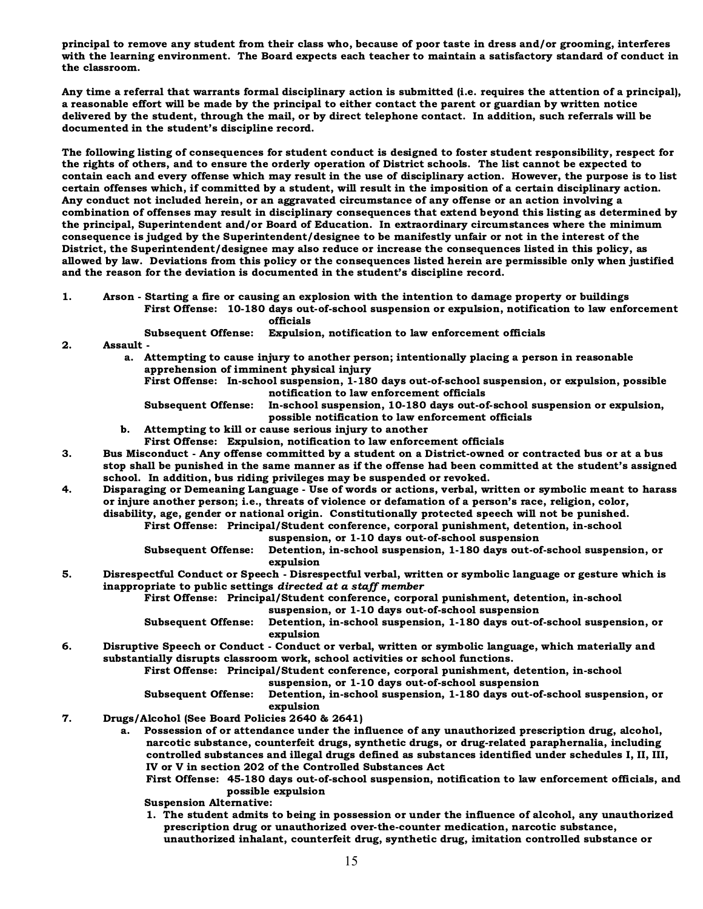**principal to remove any student from their class who, because of poor taste in dress and/or grooming, interferes with the learning environment. The Board expects each teacher to maintain a satisfactory standard of conduct in the classroom.**

**Any time a referral that warrants formal disciplinary action is submitted (i.e. requires the attention of a principal), a reasonable effort will be made by the principal to either contact the parent or guardian by written notice delivered by the student, through the mail, or by direct telephone contact. In addition, such referrals will be documented in the student's discipline record.**

**The following listing of consequences for student conduct is designed to foster student responsibility, respect for the rights of others, and to ensure the orderly operation of District schools. The list cannot be expected to contain each and every offense which may result in the use of disciplinary action. However, the purpose is to list certain offenses which, if committed by a student, will result in the imposition of a certain disciplinary action. Any conduct not included herein, or an aggravated circumstance of any offense or an action involving a combination of offenses may result in disciplinary consequences that extend beyond this listing as determined by the principal, Superintendent and/or Board of Education. In extraordinary circumstances where the minimum consequence is judged by the Superintendent/designee to be manifestly unfair or not in the interest of the District, the Superintendent/designee may also reduce or increase the consequences listed in this policy, as allowed by law. Deviations from this policy or the consequences listed herein are permissible only when justified and the reason for the deviation is documented in the student's discipline record.**

1. **Arson - Starting a fire or causing an explosion with the intention to damage property or buildings**
   - **First Offense: 10-180 days out-of-school suspension or expulsion, notification to law enforcement officials**
   - **Subsequent Offense: Expulsion, notification to law enforcement officials**
2. **Assault -**
   - a. **Attempting to cause injury to another person; intentionally placing a person in reasonable apprehension of imminent physical injury**
     - **First Offense: In-school suspension, 1-180 days out-of-school suspension, or expulsion, possible notification to law enforcement officials**
     - **Subsequent Offense: In-school suspension, 10-180 days out-of-school suspension or expulsion, possible notification to law enforcement officials**
   - b. **Attempting to kill or cause serious injury to another**
     - **First Offense: Expulsion, notification to law enforcement officials**
3. **Bus Misconduct - Any offense committed by a student on a District-owned or contracted bus or at a bus stop shall be punished in the same manner as if the offense had been committed at the student's assigned school. In addition, bus riding privileges may be suspended or revoked.**
4. **Disparaging or Demeaning Language - Use of words or actions, verbal, written or symbolic meant to harass or injure another person; i.e., threats of violence or defamation of a person's race, religion, color, disability, age, gender or national origin. Constitutionally protected speech will not be punished.**
   - **First Offense: Principal/Student conference, corporal punishment, detention, in-school suspension, or 1-10 days out-of-school suspension**
   - **Subsequent Offense: Detention, in-school suspension, 1-180 days out-of-school suspension, or expulsion**
5. **Disrespectful Conduct or Speech - Disrespectful verbal, written or symbolic language or gesture which is inappropriate to public settings *directed at a staff member***
   - **First Offense: Principal/Student conference, corporal punishment, detention, in-school suspension, or 1-10 days out-of-school suspension**
   - **Subsequent Offense: Detention, in-school suspension, 1-180 days out-of-school suspension, or expulsion**
6. **Disruptive Speech or Conduct - Conduct or verbal, written or symbolic language, which materially and substantially disrupts classroom work, school activities or school functions.**
   - **First Offense: Principal/Student conference, corporal punishment, detention, in-school suspension, or 1-10 days out-of-school suspension**
   - **Subsequent Offense: Detention, in-school suspension, 1-180 days out-of-school suspension, or expulsion**
7. **Drugs/Alcohol (See Board Policies 2640 & 2641)**
   - a. **Possession of or attendance under the influence of any unauthorized prescription drug, alcohol, narcotic substance, counterfeit drugs, synthetic drugs, or drug-related paraphernalia, including controlled substances and illegal drugs defined as substances identified under schedules I, II, III, IV or V in section 202 of the Controlled Substances Act**
     - **First Offense: 45-180 days out-of-school suspension, notification to law enforcement officials, and possible expulsion**
     - **Suspension Alternative:**
       1. **The student admits to being in possession or under the influence of alcohol, any unauthorized prescription drug or unauthorized over-the-counter medication, narcotic substance, unauthorized inhalant, counterfeit drug, synthetic drug, imitation controlled substance or**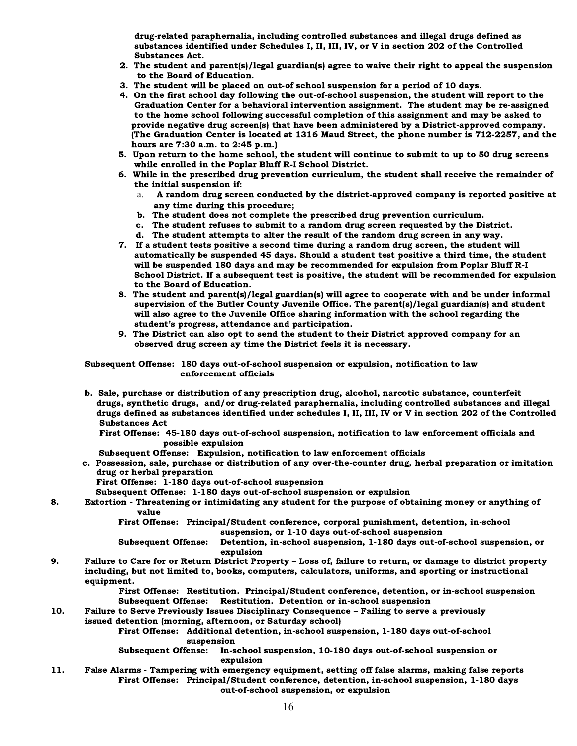**drug-related paraphernalia, including controlled substances and illegal drugs defined as substances identified under Schedules I, II, III, IV, or V in section 202 of the Controlled Substances Act.**

2. **The student and parent(s)/legal guardian(s) agree to waive their right to appeal the suspension to the Board of Education.**
3. **The student will be placed on out-of school suspension for a period of 10 days.**
4. **On the first school day following the out-of-school suspension, the student will report to the Graduation Center for a behavioral intervention assignment. The student may be re-assigned to the home school following successful completion of this assignment and may be asked to provide negative drug screen(s) that have been administered by a District-approved company. (The Graduation Center is located at 1316 Maud Street, the phone number is 712-2257, and the hours are 7:30 a.m. to 2:45 p.m.)**
5. **Upon return to the home school, the student will continue to submit to up to 50 drug screens while enrolled in the Poplar Bluff R-I School District.**
6. **While in the prescribed drug prevention curriculum, the student shall receive the remainder of the initial suspension if:**
   a. **A random drug screen conducted by the district-approved company is reported positive at any time during this procedure;**
   b. **The student does not complete the prescribed drug prevention curriculum.**
   c. **The student refuses to submit to a random drug screen requested by the District.**
   d. **The student attempts to alter the result of the random drug screen in any way.**
7. **If a student tests positive a second time during a random drug screen, the student will automatically be suspended 45 days. Should a student test positive a third time, the student will be suspended 180 days and may be recommended for expulsion from Poplar Bluff R-I School District. If a subsequent test is positive, the student will be recommended for expulsion to the Board of Education.**
8. **The student and parent(s)/legal guardian(s) will agree to cooperate with and be under informal supervision of the Butler County Juvenile Office. The parent(s)/legal guardian(s) and student will also agree to the Juvenile Office sharing information with the school regarding the student's progress, attendance and participation.**
9. **The District can also opt to send the student to their District approved company for an observed drug screen ay time the District feels it is necessary.**

**Subsequent Offense: 180 days out-of-school suspension or expulsion, notification to law enforcement officials**

b. **Sale, purchase or distribution of any prescription drug, alcohol, narcotic substance, counterfeit drugs, synthetic drugs, and/or drug-related paraphernalia, including controlled substances and illegal drugs defined as substances identified under schedules I, II, III, IV or V in section 202 of the Controlled Substances Act**
   **First Offense: 45-180 days out-of-school suspension, notification to law enforcement officials and possible expulsion**
   **Subsequent Offense: Expulsion, notification to law enforcement officials**

c. **Possession, sale, purchase or distribution of any over-the-counter drug, herbal preparation or imitation drug or herbal preparation**
   **First Offense: 1-180 days out-of-school suspension**
   **Subsequent Offense: 1-180 days out-of-school suspension or expulsion**

8. **Extortion - Threatening or intimidating any student for the purpose of obtaining money or anything of value**
   **First Offense: Principal/Student conference, corporal punishment, detention, in-school suspension, or 1-10 days out-of-school suspension**
   **Subsequent Offense: Detention, in-school suspension, 1-180 days out-of-school suspension, or expulsion**

9. **Failure to Care for or Return District Property – Loss of, failure to return, or damage to district property including, but not limited to, books, computers, calculators, uniforms, and sporting or instructional equipment.**
   **First Offense: Restitution. Principal/Student conference, detention, or in-school suspension**
   **Subsequent Offense: Restitution. Detention or in-school suspension**

10. **Failure to Serve Previously Issues Disciplinary Consequence – Failing to serve a previously issued detention (morning, afternoon, or Saturday school)**
    **First Offense: Additional detention, in-school suspension, 1-180 days out-of-school suspension**
    **Subsequent Offense: In-school suspension, 10-180 days out-of-school suspension or expulsion**

11. **False Alarms - Tampering with emergency equipment, setting off false alarms, making false reports**
    **First Offense: Principal/Student conference, detention, in-school suspension, 1-180 days out-of-school suspension, or expulsion**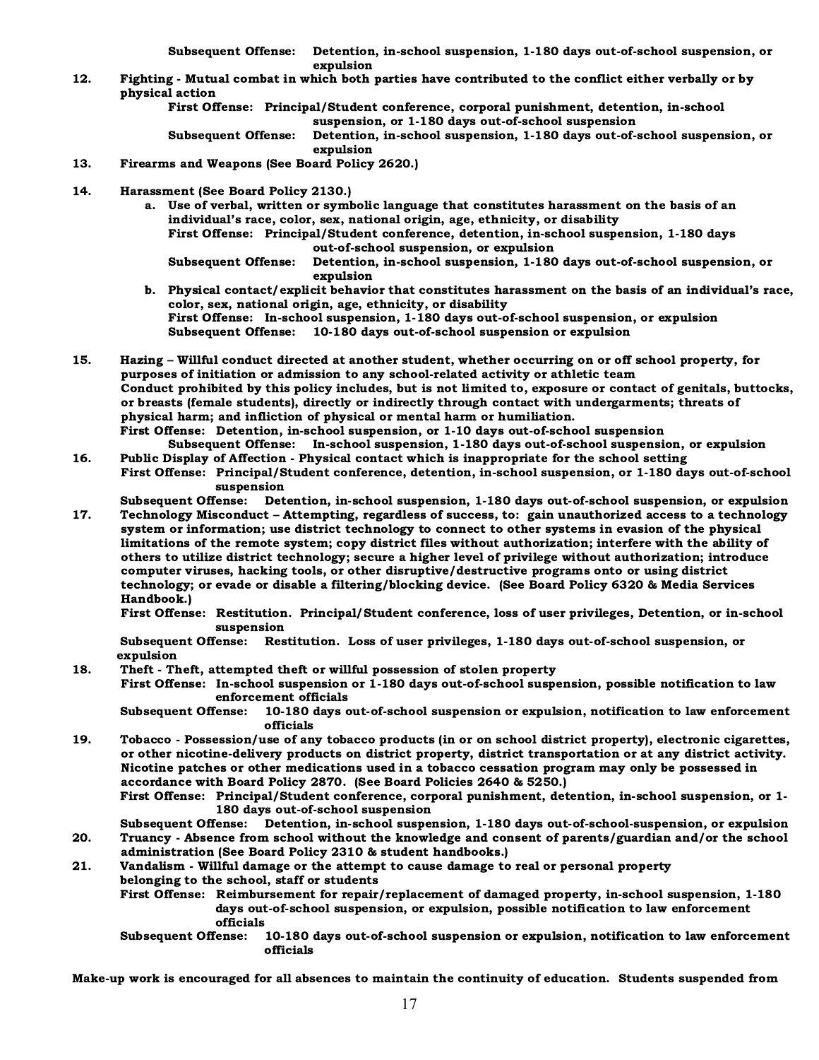**Subsequent Offense: Detention, in-school suspension, 1-180 days out-of-school suspension, or expulsion**

12. **Fighting - Mutual combat in which both parties have contributed to the conflict either verbally or by physical action**

    **First Offense: Principal/Student conference, corporal punishment, detention, in-school suspension, or 1-180 days out-of-school suspension**

    **Subsequent Offense: Detention, in-school suspension, 1-180 days out-of-school suspension, or expulsion**

13. **Firearms and Weapons (See Board Policy 2620.)**

14. **Harassment (See Board Policy 2130.)**

    a. **Use of verbal, written or symbolic language that constitutes harassment on the basis of an individual's race, color, sex, national origin, age, ethnicity, or disability**

       **First Offense: Principal/Student conference, detention, in-school suspension, 1-180 days out-of-school suspension, or expulsion**

       **Subsequent Offense: Detention, in-school suspension, 1-180 days out-of-school suspension, or expulsion**

    b. **Physical contact/explicit behavior that constitutes harassment on the basis of an individual's race, color, sex, national origin, age, ethnicity, or disability**

       **First Offense: In-school suspension, 1-180 days out-of-school suspension, or expulsion**

       **Subsequent Offense: 10-180 days out-of-school suspension or expulsion**

15. **Hazing – Willful conduct directed at another student, whether occurring on or off school property, for purposes of initiation or admission to any school-related activity or athletic team**

    **Conduct prohibited by this policy includes, but is not limited to, exposure or contact of genitals, buttocks, or breasts (female students), directly or indirectly through contact with undergarments; threats of physical harm; and infliction of physical or mental harm or humiliation.**

    **First Offense: Detention, in-school suspension, or 1-10 days out-of-school suspension**

    **Subsequent Offense: In-school suspension, 1-180 days out-of-school suspension, or expulsion**

16. **Public Display of Affection - Physical contact which is inappropriate for the school setting**

    **First Offense: Principal/Student conference, detention, in-school suspension, or 1-180 days out-of-school suspension**

    **Subsequent Offense: Detention, in-school suspension, 1-180 days out-of-school suspension, or expulsion**

17. **Technology Misconduct – Attempting, regardless of success, to: gain unauthorized access to a technology system or information; use district technology to connect to other systems in evasion of the physical limitations of the remote system; copy district files without authorization; interfere with the ability of others to utilize district technology; secure a higher level of privilege without authorization; introduce computer viruses, hacking tools, or other disruptive/destructive programs onto or using district technology; or evade or disable a filtering/blocking device. (See Board Policy 6320 & Media Services Handbook.)**

    **First Offense: Restitution. Principal/Student conference, loss of user privileges, Detention, or in-school suspension**

    **Subsequent Offense: Restitution. Loss of user privileges, 1-180 days out-of-school suspension, or expulsion**

18. **Theft - Theft, attempted theft or willful possession of stolen property**

    **First Offense: In-school suspension or 1-180 days out-of-school suspension, possible notification to law enforcement officials**

    **Subsequent Offense: 10-180 days out-of-school suspension or expulsion, notification to law enforcement officials**

19. **Tobacco - Possession/use of any tobacco products (in or on school district property), electronic cigarettes, or other nicotine-delivery products on district property, district transportation or at any district activity. Nicotine patches or other medications used in a tobacco cessation program may only be possessed in accordance with Board Policy 2870. (See Board Policies 2640 & 5250.)**

    **First Offense: Principal/Student conference, corporal punishment, detention, in-school suspension, or 1-180 days out-of-school suspension**

    **Subsequent Offense: Detention, in-school suspension, 1-180 days out-of-school-suspension, or expulsion**

20. **Truancy - Absence from school without the knowledge and consent of parents/guardian and/or the school administration (See Board Policy 2310 & student handbooks.)**

21. **Vandalism - Willful damage or the attempt to cause damage to real or personal property belonging to the school, staff or students**

    **First Offense: Reimbursement for repair/replacement of damaged property, in-school suspension, 1-180 days out-of-school suspension, or expulsion, possible notification to law enforcement officials**

    **Subsequent Offense: 10-180 days out-of-school suspension or expulsion, notification to law enforcement officials**

**Make-up work is encouraged for all absences to maintain the continuity of education. Students suspended from**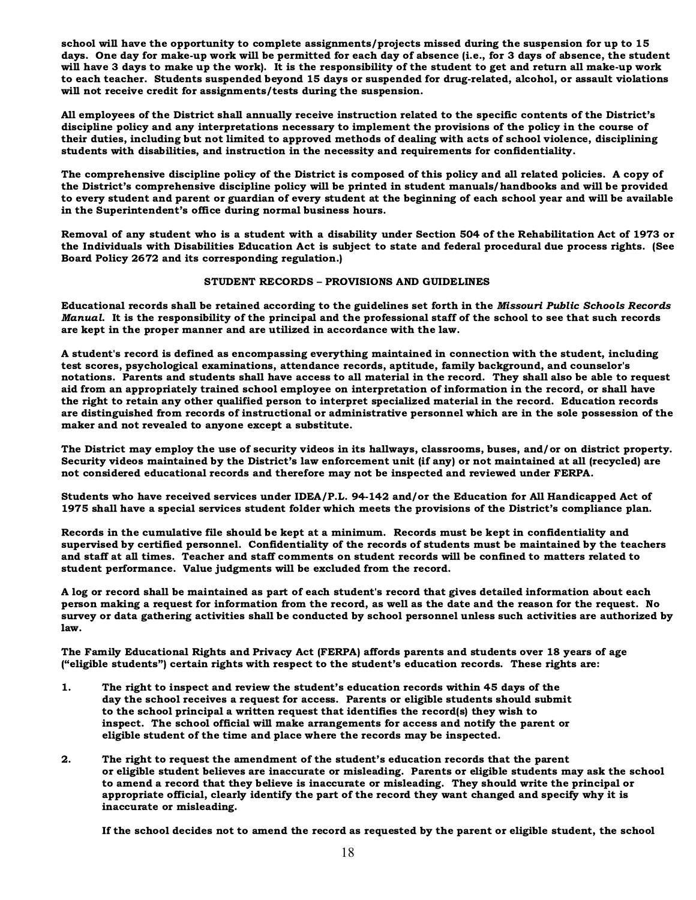school will have the opportunity to complete assignments/projects missed during the suspension for up to 15 days. One day for make-up work will be permitted for each day of absence (i.e., for 3 days of absence, the student will have 3 days to make up the work). It is the responsibility of the student to get and return all make-up work to each teacher. Students suspended beyond 15 days or suspended for drug-related, alcohol, or assault violations will not receive credit for assignments/tests during the suspension.

All employees of the District shall annually receive instruction related to the specific contents of the District's discipline policy and any interpretations necessary to implement the provisions of the policy in the course of their duties, including but not limited to approved methods of dealing with acts of school violence, disciplining students with disabilities, and instruction in the necessity and requirements for confidentiality.

The comprehensive discipline policy of the District is composed of this policy and all related policies. A copy of the District's comprehensive discipline policy will be printed in student manuals/handbooks and will be provided to every student and parent or guardian of every student at the beginning of each school year and will be available in the Superintendent's office during normal business hours.

Removal of any student who is a student with a disability under Section 504 of the Rehabilitation Act of 1973 or the Individuals with Disabilities Education Act is subject to state and federal procedural due process rights. (See Board Policy 2672 and its corresponding regulation.)

## STUDENT RECORDS – PROVISIONS AND GUIDELINES

Educational records shall be retained according to the guidelines set forth in the *Missouri Public Schools Records Manual*. It is the responsibility of the principal and the professional staff of the school to see that such records are kept in the proper manner and are utilized in accordance with the law.

A student's record is defined as encompassing everything maintained in connection with the student, including test scores, psychological examinations, attendance records, aptitude, family background, and counselor's notations. Parents and students shall have access to all material in the record. They shall also be able to request aid from an appropriately trained school employee on interpretation of information in the record, or shall have the right to retain any other qualified person to interpret specialized material in the record. Education records are distinguished from records of instructional or administrative personnel which are in the sole possession of the maker and not revealed to anyone except a substitute.

The District may employ the use of security videos in its hallways, classrooms, buses, and/or on district property. Security videos maintained by the District's law enforcement unit (if any) or not maintained at all (recycled) are not considered educational records and therefore may not be inspected and reviewed under FERPA.

Students who have received services under IDEA/P.L. 94-142 and/or the Education for All Handicapped Act of 1975 shall have a special services student folder which meets the provisions of the District's compliance plan.

Records in the cumulative file should be kept at a minimum. Records must be kept in confidentiality and supervised by certified personnel. Confidentiality of the records of students must be maintained by the teachers and staff at all times. Teacher and staff comments on student records will be confined to matters related to student performance. Value judgments will be excluded from the record.

A log or record shall be maintained as part of each student's record that gives detailed information about each person making a request for information from the record, as well as the date and the reason for the request. No survey or data gathering activities shall be conducted by school personnel unless such activities are authorized by law.

The Family Educational Rights and Privacy Act (FERPA) affords parents and students over 18 years of age ("eligible students") certain rights with respect to the student's education records. These rights are:

1. The right to inspect and review the student's education records within 45 days of the day the school receives a request for access. Parents or eligible students should submit to the school principal a written request that identifies the record(s) they wish to inspect. The school official will make arrangements for access and notify the parent or eligible student of the time and place where the records may be inspected.

2. The right to request the amendment of the student's education records that the parent or eligible student believes are inaccurate or misleading. Parents or eligible students may ask the school to amend a record that they believe is inaccurate or misleading. They should write the principal or appropriate official, clearly identify the part of the record they want changed and specify why it is inaccurate or misleading.

   If the school decides not to amend the record as requested by the parent or eligible student, the school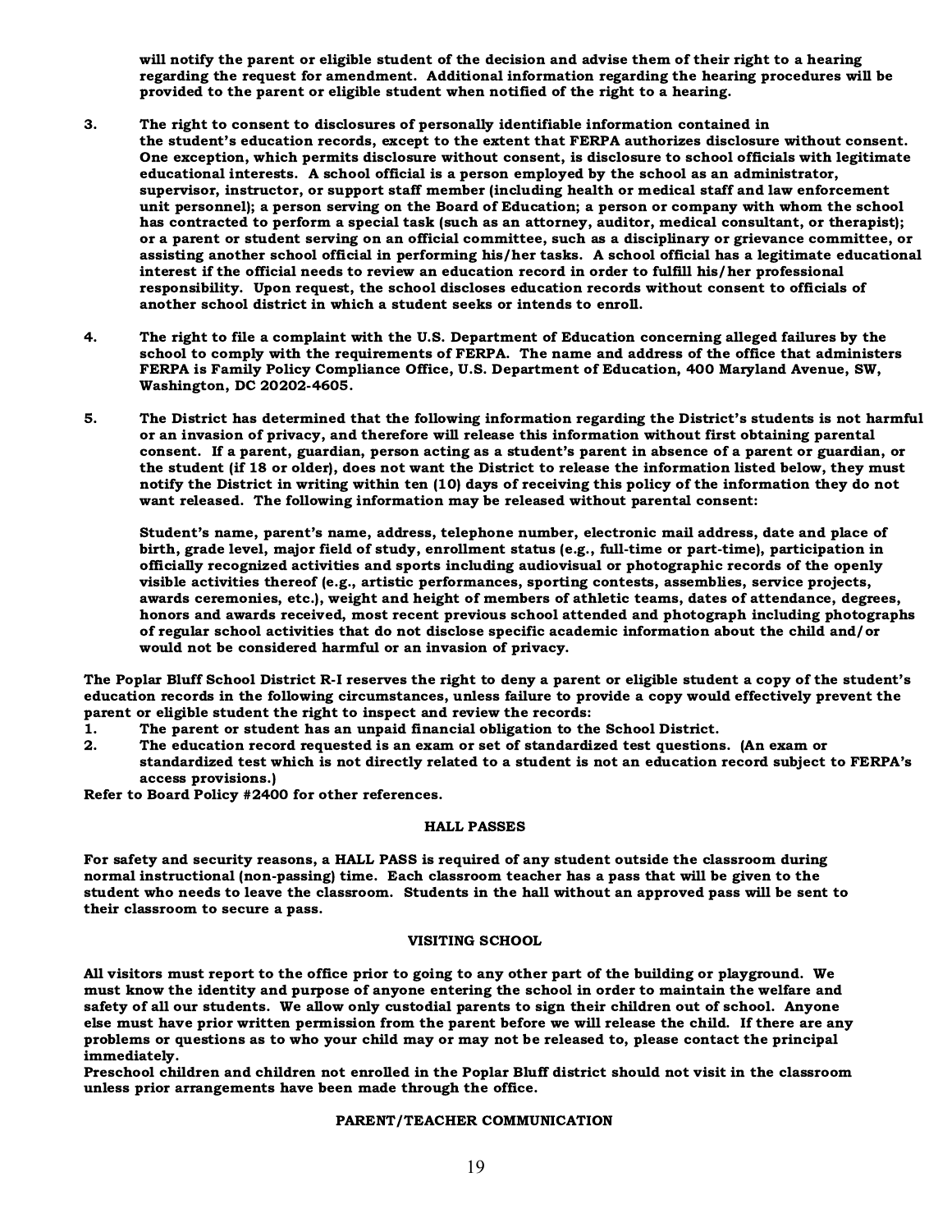will notify the parent or eligible student of the decision and advise them of their right to a hearing regarding the request for amendment. Additional information regarding the hearing procedures will be provided to the parent or eligible student when notified of the right to a hearing.

3. The right to consent to disclosures of personally identifiable information contained in the student's education records, except to the extent that FERPA authorizes disclosure without consent. One exception, which permits disclosure without consent, is disclosure to school officials with legitimate educational interests. A school official is a person employed by the school as an administrator, supervisor, instructor, or support staff member (including health or medical staff and law enforcement unit personnel); a person serving on the Board of Education; a person or company with whom the school has contracted to perform a special task (such as an attorney, auditor, medical consultant, or therapist); or a parent or student serving on an official committee, such as a disciplinary or grievance committee, or assisting another school official in performing his/her tasks. A school official has a legitimate educational interest if the official needs to review an education record in order to fulfill his/her professional responsibility. Upon request, the school discloses education records without consent to officials of another school district in which a student seeks or intends to enroll.

4. The right to file a complaint with the U.S. Department of Education concerning alleged failures by the school to comply with the requirements of FERPA. The name and address of the office that administers FERPA is Family Policy Compliance Office, U.S. Department of Education, 400 Maryland Avenue, SW, Washington, DC 20202-4605.

5. The District has determined that the following information regarding the District's students is not harmful or an invasion of privacy, and therefore will release this information without first obtaining parental consent. If a parent, guardian, person acting as a student's parent in absence of a parent or guardian, or the student (if 18 or older), does not want the District to release the information listed below, they must notify the District in writing within ten (10) days of receiving this policy of the information they do not want released. The following information may be released without parental consent:

   Student's name, parent's name, address, telephone number, electronic mail address, date and place of birth, grade level, major field of study, enrollment status (e.g., full-time or part-time), participation in officially recognized activities and sports including audiovisual or photographic records of the openly visible activities thereof (e.g., artistic performances, sporting contests, assemblies, service projects, awards ceremonies, etc.), weight and height of members of athletic teams, dates of attendance, degrees, honors and awards received, most recent previous school attended and photograph including photographs of regular school activities that do not disclose specific academic information about the child and/or would not be considered harmful or an invasion of privacy.

The Poplar Bluff School District R-I reserves the right to deny a parent or eligible student a copy of the student's education records in the following circumstances, unless failure to provide a copy would effectively prevent the parent or eligible student the right to inspect and review the records:

1. The parent or student has an unpaid financial obligation to the School District.
2. The education record requested is an exam or set of standardized test questions. (An exam or standardized test which is not directly related to a student is not an education record subject to FERPA's access provisions.)

Refer to Board Policy #2400 for other references.

## HALL PASSES

For safety and security reasons, a HALL PASS is required of any student outside the classroom during normal instructional (non-passing) time. Each classroom teacher has a pass that will be given to the student who needs to leave the classroom. Students in the hall without an approved pass will be sent to their classroom to secure a pass.

## VISITING SCHOOL

All visitors must report to the office prior to going to any other part of the building or playground. We must know the identity and purpose of anyone entering the school in order to maintain the welfare and safety of all our students. We allow only custodial parents to sign their children out of school. Anyone else must have prior written permission from the parent before we will release the child. If there are any problems or questions as to who your child may or may not be released to, please contact the principal immediately.

Preschool children and children not enrolled in the Poplar Bluff district should not visit in the classroom unless prior arrangements have been made through the office.

## PARENT/TEACHER COMMUNICATION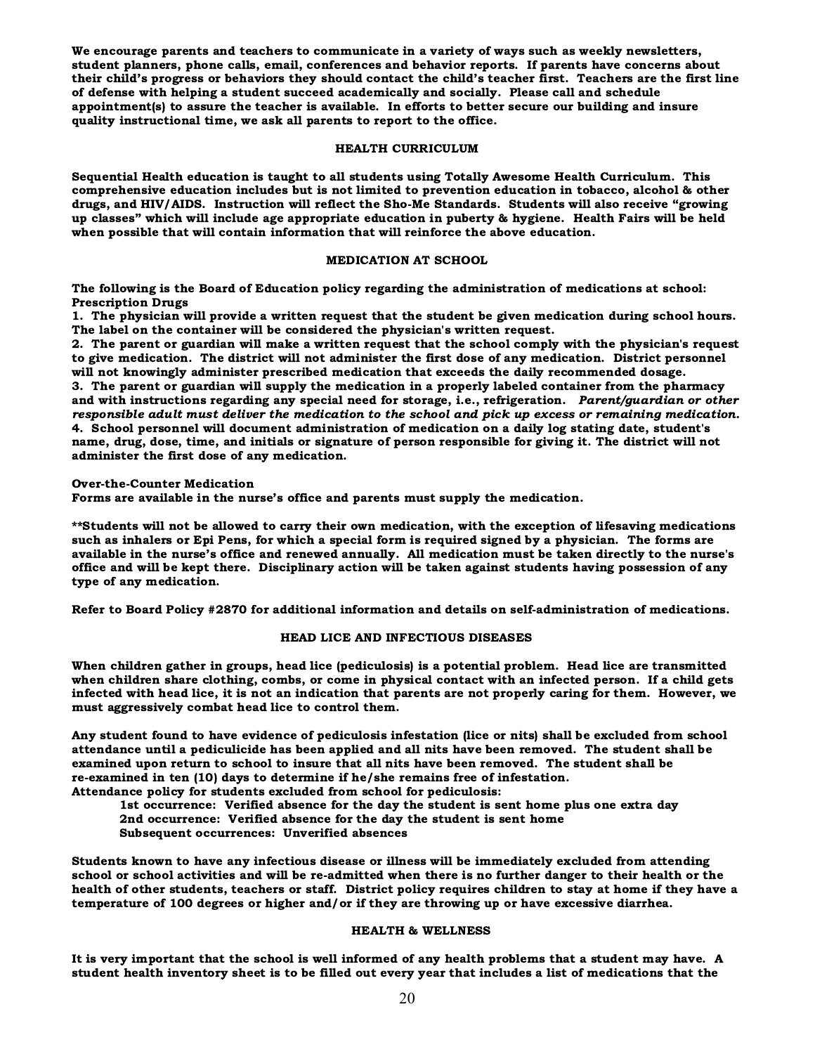We encourage parents and teachers to communicate in a variety of ways such as weekly newsletters, student planners, phone calls, email, conferences and behavior reports. If parents have concerns about their child's progress or behaviors they should contact the child's teacher first. Teachers are the first line of defense with helping a student succeed academically and socially. Please call and schedule appointment(s) to assure the teacher is available. In efforts to better secure our building and insure quality instructional time, we ask all parents to report to the office.

## HEALTH CURRICULUM

Sequential Health education is taught to all students using Totally Awesome Health Curriculum. This comprehensive education includes but is not limited to prevention education in tobacco, alcohol & other drugs, and HIV/AIDS. Instruction will reflect the Sho-Me Standards. Students will also receive "growing up classes" which will include age appropriate education in puberty & hygiene. Health Fairs will be held when possible that will contain information that will reinforce the above education.

## MEDICATION AT SCHOOL

The following is the Board of Education policy regarding the administration of medications at school:

**Prescription Drugs**

1. The physician will provide a written request that the student be given medication during school hours. The label on the container will be considered the physician's written request.
2. The parent or guardian will make a written request that the school comply with the physician's request to give medication. The district will not administer the first dose of any medication. District personnel will not knowingly administer prescribed medication that exceeds the daily recommended dosage.
3. The parent or guardian will supply the medication in a properly labeled container from the pharmacy and with instructions regarding any special need for storage, i.e., refrigeration. *Parent/guardian or other responsible adult must deliver the medication to the school and pick up excess or remaining medication.*
4. School personnel will document administration of medication on a daily log stating date, student's name, drug, dose, time, and initials or signature of person responsible for giving it. The district will not administer the first dose of any medication.

**Over-the-Counter Medication**

Forms are available in the nurse's office and parents must supply the medication.

**Students will not be allowed to carry their own medication, with the exception of lifesaving medications such as inhalers or Epi Pens, for which a special form is required signed by a physician. The forms are available in the nurse's office and renewed annually. All medication must be taken directly to the nurse's office and will be kept there. Disciplinary action will be taken against students having possession of any type of any medication.

Refer to Board Policy #2870 for additional information and details on self-administration of medications.

## HEAD LICE AND INFECTIOUS DISEASES

When children gather in groups, head lice (pediculosis) is a potential problem. Head lice are transmitted when children share clothing, combs, or come in physical contact with an infected person. If a child gets infected with head lice, it is not an indication that parents are not properly caring for them. However, we must aggressively combat head lice to control them.

Any student found to have evidence of pediculosis infestation (lice or nits) shall be excluded from school attendance until a pediculicide has been applied and all nits have been removed. The student shall be examined upon return to school to insure that all nits have been removed. The student shall be re-examined in ten (10) days to determine if he/she remains free of infestation.

Attendance policy for students excluded from school for pediculosis:

- 1st occurrence: Verified absence for the day the student is sent home plus one extra day
- 2nd occurrence: Verified absence for the day the student is sent home
- Subsequent occurrences: Unverified absences

Students known to have any infectious disease or illness will be immediately excluded from attending school or school activities and will be re-admitted when there is no further danger to their health or the health of other students, teachers or staff. District policy requires children to stay at home if they have a temperature of 100 degrees or higher and/or if they are throwing up or have excessive diarrhea.

## HEALTH & WELLNESS

It is very important that the school is well informed of any health problems that a student may have. A student health inventory sheet is to be filled out every year that includes a list of medications that the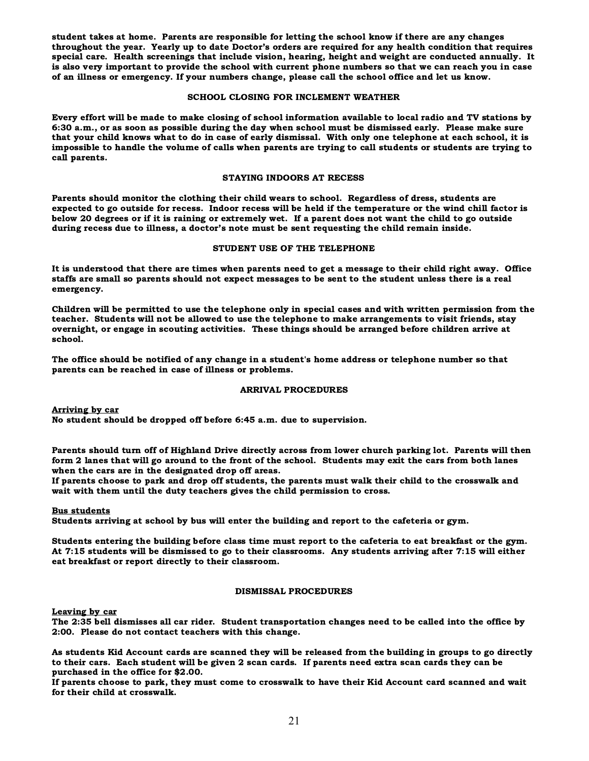student takes at home. Parents are responsible for letting the school know if there are any changes throughout the year. Yearly up to date Doctor's orders are required for any health condition that requires special care. Health screenings that include vision, hearing, height and weight are conducted annually. It is also very important to provide the school with current phone numbers so that we can reach you in case of an illness or emergency. If your numbers change, please call the school office and let us know.

### SCHOOL CLOSING FOR INCLEMENT WEATHER

Every effort will be made to make closing of school information available to local radio and TV stations by 6:30 a.m., or as soon as possible during the day when school must be dismissed early. Please make sure that your child knows what to do in case of early dismissal. With only one telephone at each school, it is impossible to handle the volume of calls when parents are trying to call students or students are trying to call parents.

### STAYING INDOORS AT RECESS

Parents should monitor the clothing their child wears to school. Regardless of dress, students are expected to go outside for recess. Indoor recess will be held if the temperature or the wind chill factor is below 20 degrees or if it is raining or extremely wet. If a parent does not want the child to go outside during recess due to illness, a doctor's note must be sent requesting the child remain inside.

### STUDENT USE OF THE TELEPHONE

It is understood that there are times when parents need to get a message to their child right away. Office staffs are small so parents should not expect messages to be sent to the student unless there is a real emergency.

Children will be permitted to use the telephone only in special cases and with written permission from the teacher. Students will not be allowed to use the telephone to make arrangements to visit friends, stay overnight, or engage in scouting activities. These things should be arranged before children arrive at school.

The office should be notified of any change in a student's home address or telephone number so that parents can be reached in case of illness or problems.

### ARRIVAL PROCEDURES

**Arriving by car**

No student should be dropped off before 6:45 a.m. due to supervision.

Parents should turn off of Highland Drive directly across from lower church parking lot. Parents will then form 2 lanes that will go around to the front of the school. Students may exit the cars from both lanes when the cars are in the designated drop off areas.

If parents choose to park and drop off students, the parents must walk their child to the crosswalk and wait with them until the duty teachers gives the child permission to cross.

**Bus students**

Students arriving at school by bus will enter the building and report to the cafeteria or gym.

Students entering the building before class time must report to the cafeteria to eat breakfast or the gym. At 7:15 students will be dismissed to go to their classrooms. Any students arriving after 7:15 will either eat breakfast or report directly to their classroom.

### DISMISSAL PROCEDURES

**Leaving by car**

The 2:35 bell dismisses all car rider. Student transportation changes need to be called into the office by 2:00. Please do not contact teachers with this change.

As students Kid Account cards are scanned they will be released from the building in groups to go directly to their cars. Each student will be given 2 scan cards. If parents need extra scan cards they can be purchased in the office for $2.00.

If parents choose to park, they must come to crosswalk to have their Kid Account card scanned and wait for their child at crosswalk.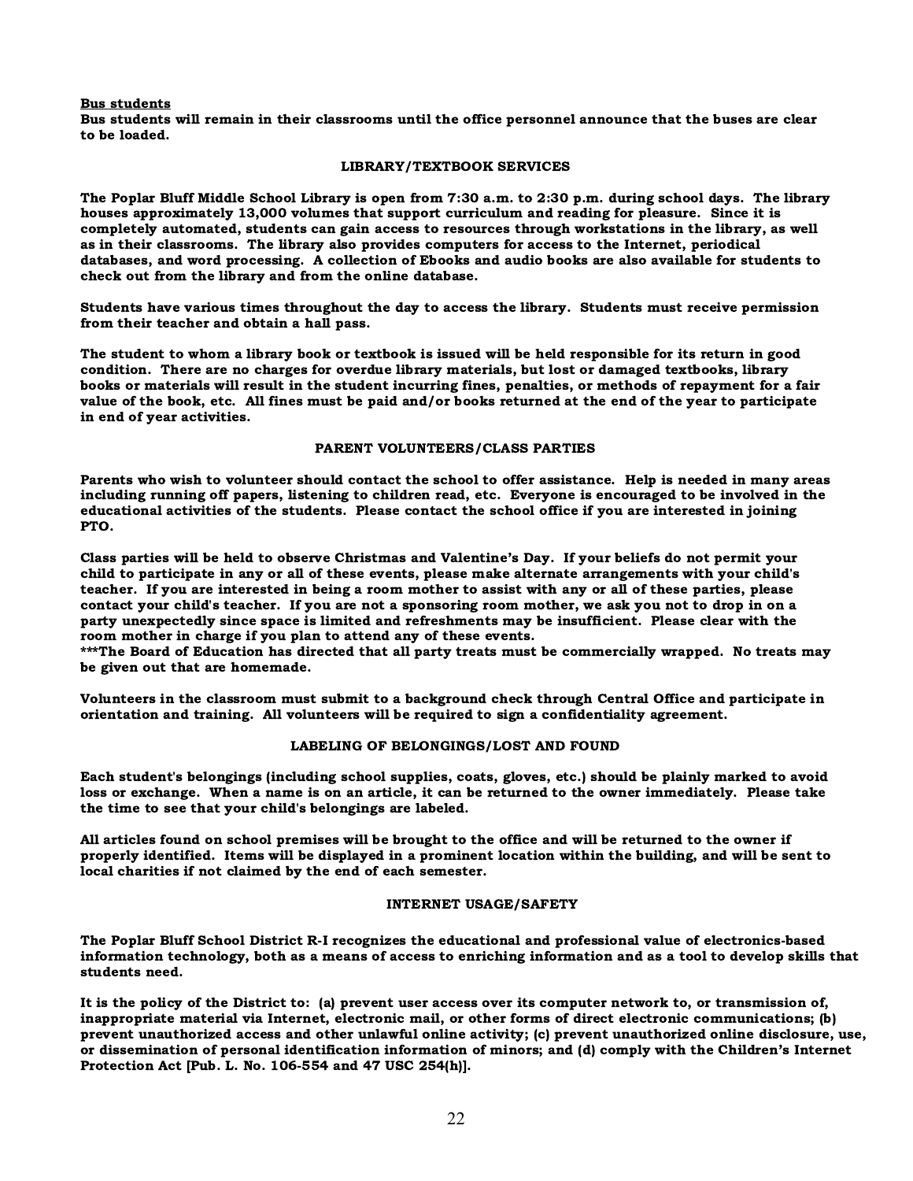**Bus students**

**Bus students will remain in their classrooms until the office personnel announce that the buses are clear to be loaded.**

## LIBRARY/TEXTBOOK SERVICES

**The Poplar Bluff Middle School Library is open from 7:30 a.m. to 2:30 p.m. during school days. The library houses approximately 13,000 volumes that support curriculum and reading for pleasure. Since it is completely automated, students can gain access to resources through workstations in the library, as well as in their classrooms. The library also provides computers for access to the Internet, periodical databases, and word processing. A collection of Ebooks and audio books are also available for students to check out from the library and from the online database.**

**Students have various times throughout the day to access the library. Students must receive permission from their teacher and obtain a hall pass.**

**The student to whom a library book or textbook is issued will be held responsible for its return in good condition. There are no charges for overdue library materials, but lost or damaged textbooks, library books or materials will result in the student incurring fines, penalties, or methods of repayment for a fair value of the book, etc. All fines must be paid and/or books returned at the end of the year to participate in end of year activities.**

## PARENT VOLUNTEERS/CLASS PARTIES

**Parents who wish to volunteer should contact the school to offer assistance. Help is needed in many areas including running off papers, listening to children read, etc. Everyone is encouraged to be involved in the educational activities of the students. Please contact the school office if you are interested in joining PTO.**

**Class parties will be held to observe Christmas and Valentine's Day. If your beliefs do not permit your child to participate in any or all of these events, please make alternate arrangements with your child's teacher. If you are interested in being a room mother to assist with any or all of these parties, please contact your child's teacher. If you are not a sponsoring room mother, we ask you not to drop in on a party unexpectedly since space is limited and refreshments may be insufficient. Please clear with the room mother in charge if you plan to attend any of these events.**
**\*\*\*The Board of Education has directed that all party treats must be commercially wrapped. No treats may be given out that are homemade.**

**Volunteers in the classroom must submit to a background check through Central Office and participate in orientation and training. All volunteers will be required to sign a confidentiality agreement.**

## LABELING OF BELONGINGS/LOST AND FOUND

**Each student's belongings (including school supplies, coats, gloves, etc.) should be plainly marked to avoid loss or exchange. When a name is on an article, it can be returned to the owner immediately. Please take the time to see that your child's belongings are labeled.**

**All articles found on school premises will be brought to the office and will be returned to the owner if properly identified. Items will be displayed in a prominent location within the building, and will be sent to local charities if not claimed by the end of each semester.**

## INTERNET USAGE/SAFETY

**The Poplar Bluff School District R-I recognizes the educational and professional value of electronics-based information technology, both as a means of access to enriching information and as a tool to develop skills that students need.**

**It is the policy of the District to: (a) prevent user access over its computer network to, or transmission of, inappropriate material via Internet, electronic mail, or other forms of direct electronic communications; (b) prevent unauthorized access and other unlawful online activity; (c) prevent unauthorized online disclosure, use, or dissemination of personal identification information of minors; and (d) comply with the Children's Internet Protection Act [Pub. L. No. 106-554 and 47 USC 254(h)].**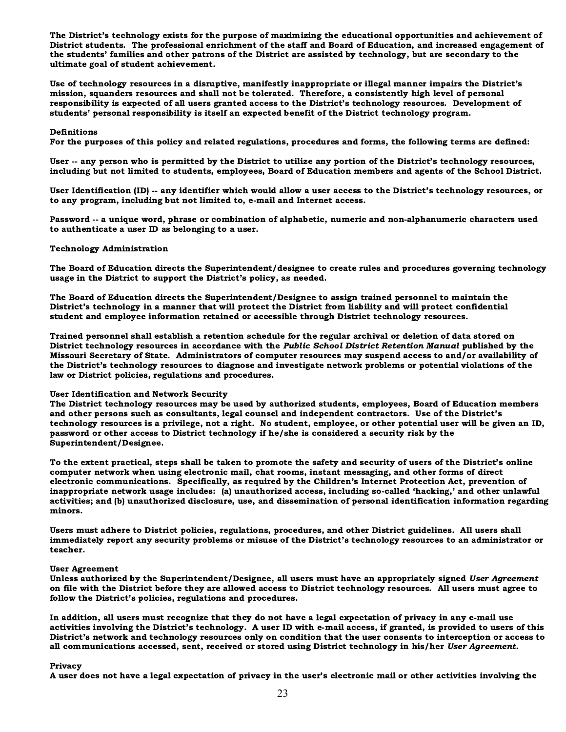The District's technology exists for the purpose of maximizing the educational opportunities and achievement of District students. The professional enrichment of the staff and Board of Education, and increased engagement of the students' families and other patrons of the District are assisted by technology, but are secondary to the ultimate goal of student achievement.

Use of technology resources in a disruptive, manifestly inappropriate or illegal manner impairs the District's mission, squanders resources and shall not be tolerated. Therefore, a consistently high level of personal responsibility is expected of all users granted access to the District's technology resources. Development of students' personal responsibility is itself an expected benefit of the District technology program.

**Definitions**

For the purposes of this policy and related regulations, procedures and forms, the following terms are defined:

User -- any person who is permitted by the District to utilize any portion of the District's technology resources, including but not limited to students, employees, Board of Education members and agents of the School District.

User Identification (ID) -- any identifier which would allow a user access to the District's technology resources, or to any program, including but not limited to, e-mail and Internet access.

Password -- a unique word, phrase or combination of alphabetic, numeric and non-alphanumeric characters used to authenticate a user ID as belonging to a user.

**Technology Administration**

The Board of Education directs the Superintendent/designee to create rules and procedures governing technology usage in the District to support the District's policy, as needed.

The Board of Education directs the Superintendent/Designee to assign trained personnel to maintain the District's technology in a manner that will protect the District from liability and will protect confidential student and employee information retained or accessible through District technology resources.

Trained personnel shall establish a retention schedule for the regular archival or deletion of data stored on District technology resources in accordance with the *Public School District Retention Manual* published by the Missouri Secretary of State. Administrators of computer resources may suspend access to and/or availability of the District's technology resources to diagnose and investigate network problems or potential violations of the law or District policies, regulations and procedures.

**User Identification and Network Security**

The District technology resources may be used by authorized students, employees, Board of Education members and other persons such as consultants, legal counsel and independent contractors. Use of the District's technology resources is a privilege, not a right. No student, employee, or other potential user will be given an ID, password or other access to District technology if he/she is considered a security risk by the Superintendent/Designee.

To the extent practical, steps shall be taken to promote the safety and security of users of the District's online computer network when using electronic mail, chat rooms, instant messaging, and other forms of direct electronic communications. Specifically, as required by the Children's Internet Protection Act, prevention of inappropriate network usage includes: (a) unauthorized access, including so-called 'hacking,' and other unlawful activities; and (b) unauthorized disclosure, use, and dissemination of personal identification information regarding minors.

Users must adhere to District policies, regulations, procedures, and other District guidelines. All users shall immediately report any security problems or misuse of the District's technology resources to an administrator or teacher.

**User Agreement**

Unless authorized by the Superintendent/Designee, all users must have an appropriately signed *User Agreement* on file with the District before they are allowed access to District technology resources. All users must agree to follow the District's policies, regulations and procedures.

In addition, all users must recognize that they do not have a legal expectation of privacy in any e-mail use activities involving the District's technology. A user ID with e-mail access, if granted, is provided to users of this District's network and technology resources only on condition that the user consents to interception or access to all communications accessed, sent, received or stored using District technology in his/her *User Agreement*.

**Privacy**

A user does not have a legal expectation of privacy in the user's electronic mail or other activities involving the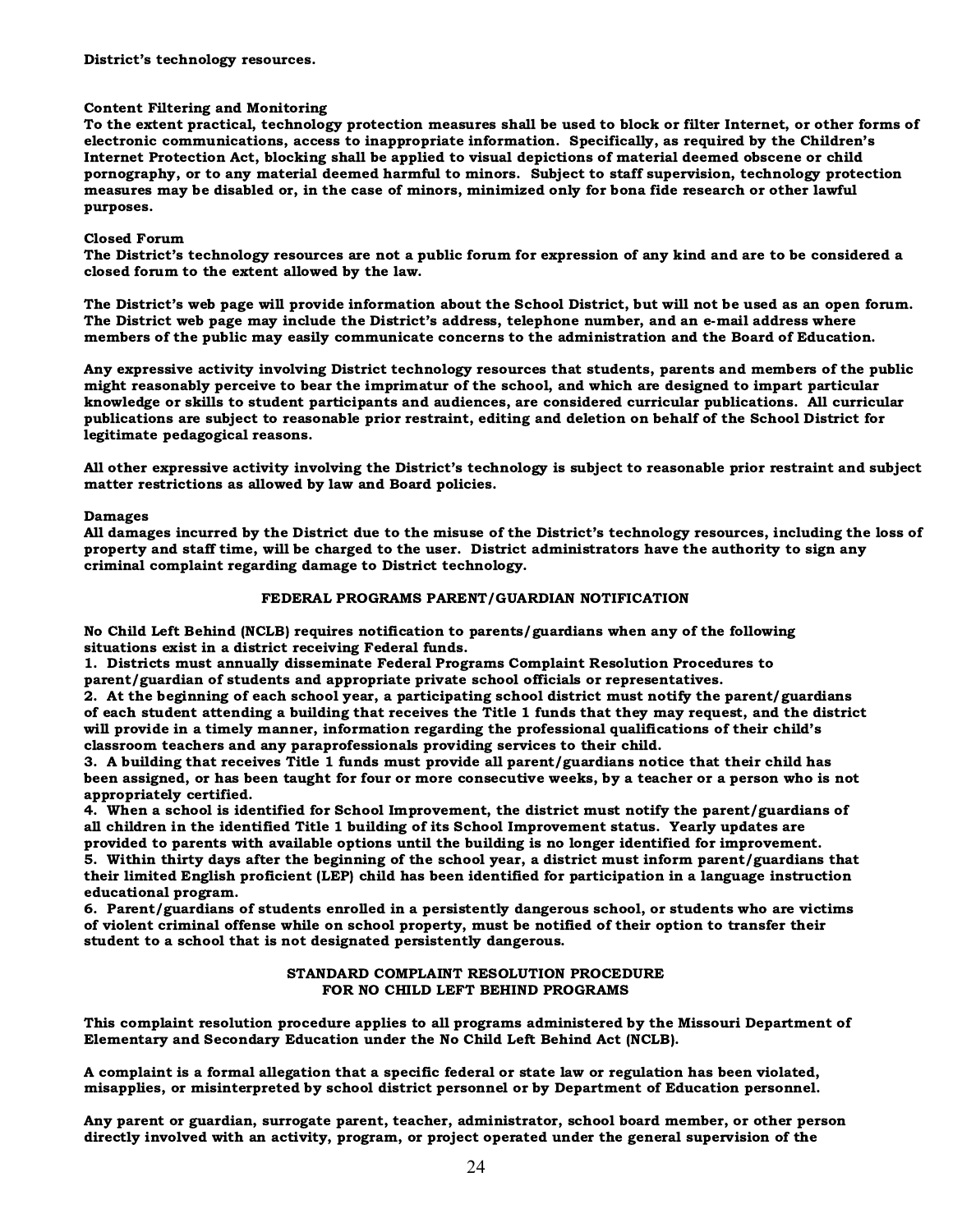**District's technology resources.**

**Content Filtering and Monitoring**
**To the extent practical, technology protection measures shall be used to block or filter Internet, or other forms of electronic communications, access to inappropriate information. Specifically, as required by the Children's Internet Protection Act, blocking shall be applied to visual depictions of material deemed obscene or child pornography, or to any material deemed harmful to minors. Subject to staff supervision, technology protection measures may be disabled or, in the case of minors, minimized only for bona fide research or other lawful purposes.**

**Closed Forum**
**The District's technology resources are not a public forum for expression of any kind and are to be considered a closed forum to the extent allowed by the law.**

**The District's web page will provide information about the School District, but will not be used as an open forum. The District web page may include the District's address, telephone number, and an e-mail address where members of the public may easily communicate concerns to the administration and the Board of Education.**

**Any expressive activity involving District technology resources that students, parents and members of the public might reasonably perceive to bear the imprimatur of the school, and which are designed to impart particular knowledge or skills to student participants and audiences, are considered curricular publications. All curricular publications are subject to reasonable prior restraint, editing and deletion on behalf of the School District for legitimate pedagogical reasons.**

**All other expressive activity involving the District's technology is subject to reasonable prior restraint and subject matter restrictions as allowed by law and Board policies.**

**Damages**
**All damages incurred by the District due to the misuse of the District's technology resources, including the loss of property and staff time, will be charged to the user. District administrators have the authority to sign any criminal complaint regarding damage to District technology.**

## FEDERAL PROGRAMS PARENT/GUARDIAN NOTIFICATION

**No Child Left Behind (NCLB) requires notification to parents/guardians when any of the following situations exist in a district receiving Federal funds.**

**1. Districts must annually disseminate Federal Programs Complaint Resolution Procedures to parent/guardian of students and appropriate private school officials or representatives.**

**2. At the beginning of each school year, a participating school district must notify the parent/guardians of each student attending a building that receives the Title 1 funds that they may request, and the district will provide in a timely manner, information regarding the professional qualifications of their child's classroom teachers and any paraprofessionals providing services to their child.**

**3. A building that receives Title 1 funds must provide all parent/guardians notice that their child has been assigned, or has been taught for four or more consecutive weeks, by a teacher or a person who is not appropriately certified.**

**4. When a school is identified for School Improvement, the district must notify the parent/guardians of all children in the identified Title 1 building of its School Improvement status. Yearly updates are provided to parents with available options until the building is no longer identified for improvement.**

**5. Within thirty days after the beginning of the school year, a district must inform parent/guardians that their limited English proficient (LEP) child has been identified for participation in a language instruction educational program.**

**6. Parent/guardians of students enrolled in a persistently dangerous school, or students who are victims of violent criminal offense while on school property, must be notified of their option to transfer their student to a school that is not designated persistently dangerous.**

## STANDARD COMPLAINT RESOLUTION PROCEDURE FOR NO CHILD LEFT BEHIND PROGRAMS

**This complaint resolution procedure applies to all programs administered by the Missouri Department of Elementary and Secondary Education under the No Child Left Behind Act (NCLB).**

**A complaint is a formal allegation that a specific federal or state law or regulation has been violated, misapplies, or misinterpreted by school district personnel or by Department of Education personnel.**

**Any parent or guardian, surrogate parent, teacher, administrator, school board member, or other person directly involved with an activity, program, or project operated under the general supervision of the**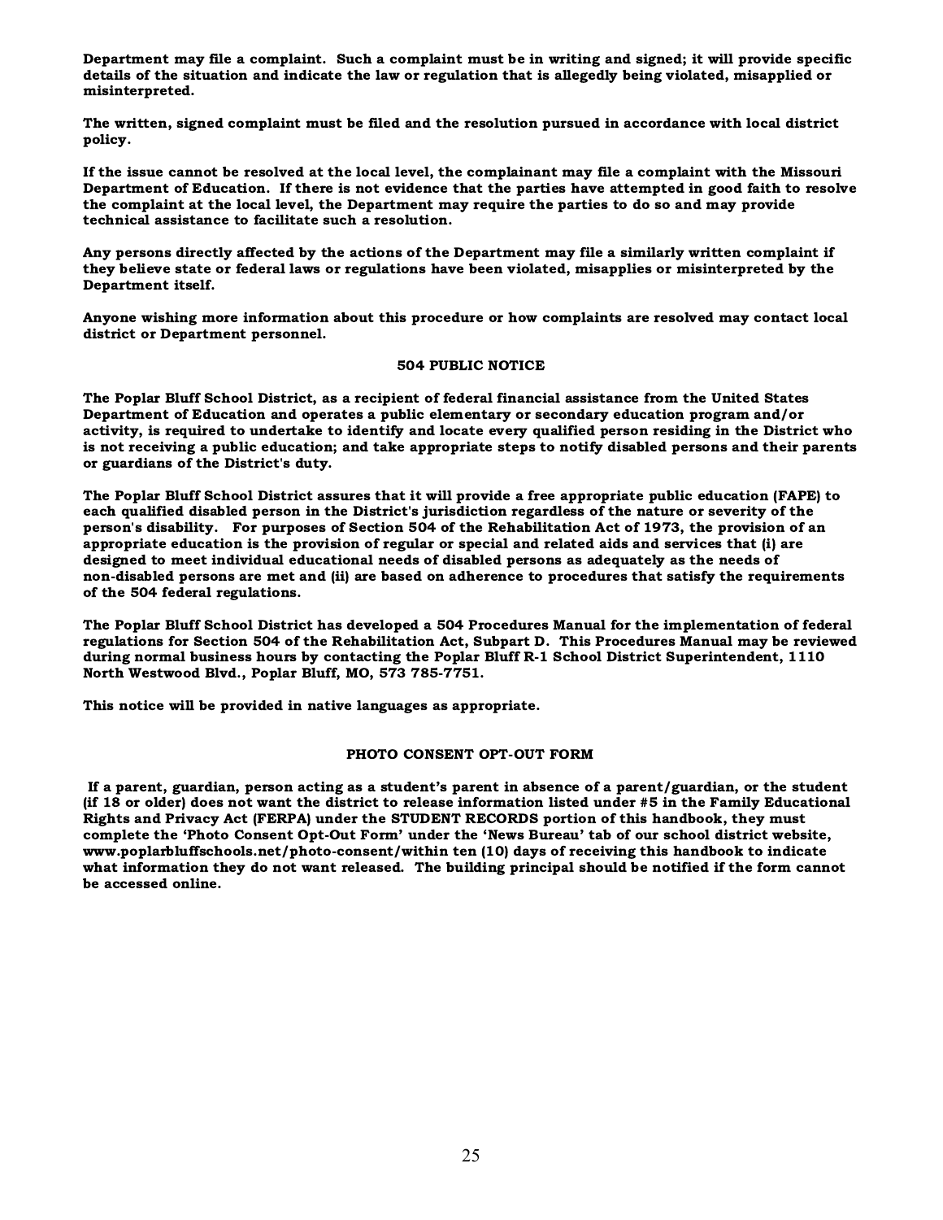**Department may file a complaint. Such a complaint must be in writing and signed; it will provide specific details of the situation and indicate the law or regulation that is allegedly being violated, misapplied or misinterpreted.**

**The written, signed complaint must be filed and the resolution pursued in accordance with local district policy.**

**If the issue cannot be resolved at the local level, the complainant may file a complaint with the Missouri Department of Education. If there is not evidence that the parties have attempted in good faith to resolve the complaint at the local level, the Department may require the parties to do so and may provide technical assistance to facilitate such a resolution.**

**Any persons directly affected by the actions of the Department may file a similarly written complaint if they believe state or federal laws or regulations have been violated, misapplies or misinterpreted by the Department itself.**

**Anyone wishing more information about this procedure or how complaints are resolved may contact local district or Department personnel.**

## 504 PUBLIC NOTICE

**The Poplar Bluff School District, as a recipient of federal financial assistance from the United States Department of Education and operates a public elementary or secondary education program and/or activity, is required to undertake to identify and locate every qualified person residing in the District who is not receiving a public education; and take appropriate steps to notify disabled persons and their parents or guardians of the District's duty.**

**The Poplar Bluff School District assures that it will provide a free appropriate public education (FAPE) to each qualified disabled person in the District's jurisdiction regardless of the nature or severity of the person's disability. For purposes of Section 504 of the Rehabilitation Act of 1973, the provision of an appropriate education is the provision of regular or special and related aids and services that (i) are designed to meet individual educational needs of disabled persons as adequately as the needs of non-disabled persons are met and (ii) are based on adherence to procedures that satisfy the requirements of the 504 federal regulations.**

**The Poplar Bluff School District has developed a 504 Procedures Manual for the implementation of federal regulations for Section 504 of the Rehabilitation Act, Subpart D. This Procedures Manual may be reviewed during normal business hours by contacting the Poplar Bluff R-1 School District Superintendent, 1110 North Westwood Blvd., Poplar Bluff, MO, 573 785-7751.**

**This notice will be provided in native languages as appropriate.**

## PHOTO CONSENT OPT-OUT FORM

**If a parent, guardian, person acting as a student's parent in absence of a parent/guardian, or the student (if 18 or older) does not want the district to release information listed under #5 in the Family Educational Rights and Privacy Act (FERPA) under the STUDENT RECORDS portion of this handbook, they must complete the 'Photo Consent Opt-Out Form' under the 'News Bureau' tab of our school district website, www.poplarbluffschools.net/photo-consent/within ten (10) days of receiving this handbook to indicate what information they do not want released. The building principal should be notified if the form cannot be accessed online.**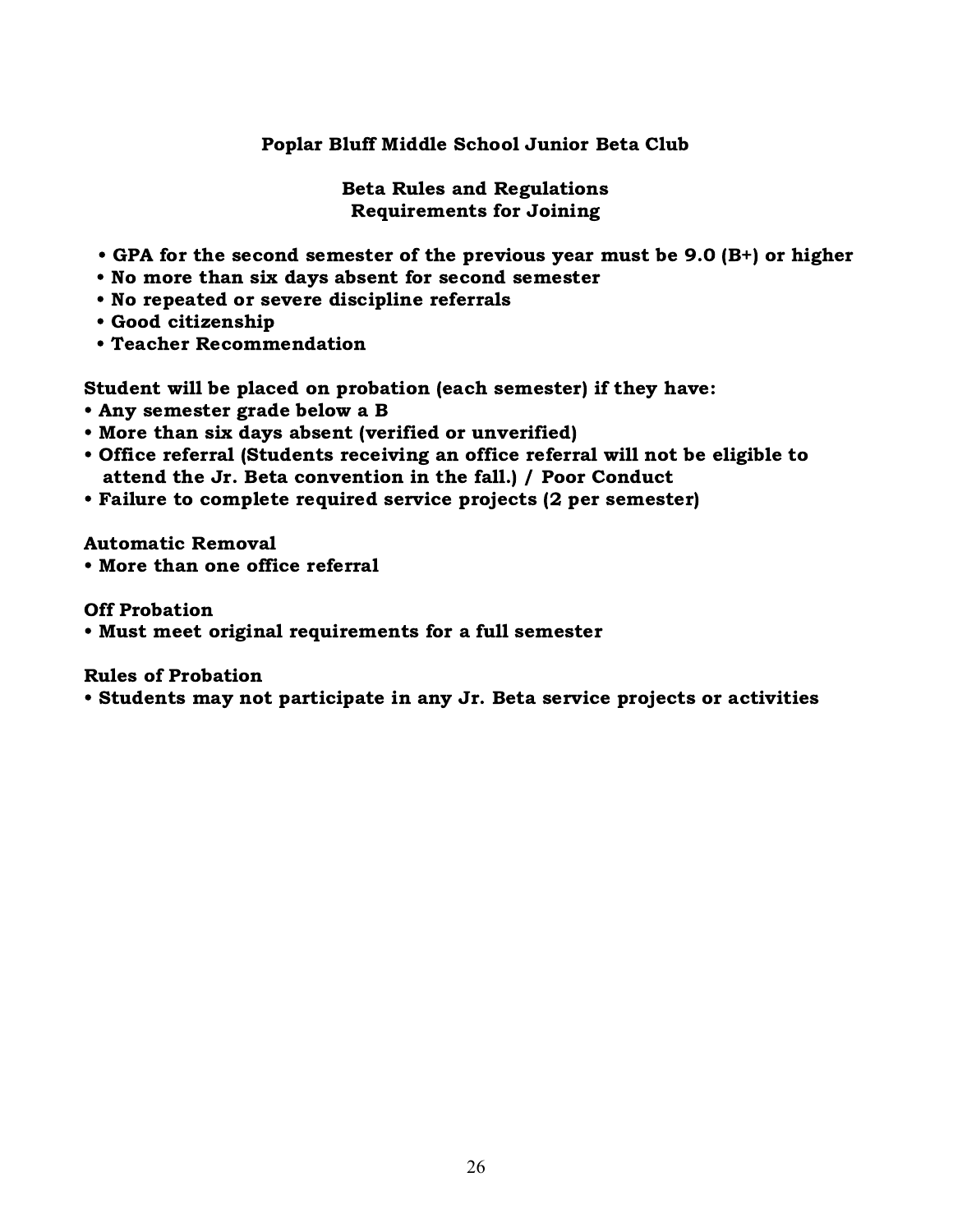**Poplar Bluff Middle School Junior Beta Club**

**Beta Rules and Regulations**
**Requirements for Joining**

- **GPA for the second semester of the previous year must be 9.0 (B+) or higher**
- **No more than six days absent for second semester**
- **No repeated or severe discipline referrals**
- **Good citizenship**
- **Teacher Recommendation**

**Student will be placed on probation (each semester) if they have:**

- **Any semester grade below a B**
- **More than six days absent (verified or unverified)**
- **Office referral (Students receiving an office referral will not be eligible to attend the Jr. Beta convention in the fall.) / Poor Conduct**
- **Failure to complete required service projects (2 per semester)**

**Automatic Removal**

- **More than one office referral**

**Off Probation**

- **Must meet original requirements for a full semester**

**Rules of Probation**

- **Students may not participate in any Jr. Beta service projects or activities**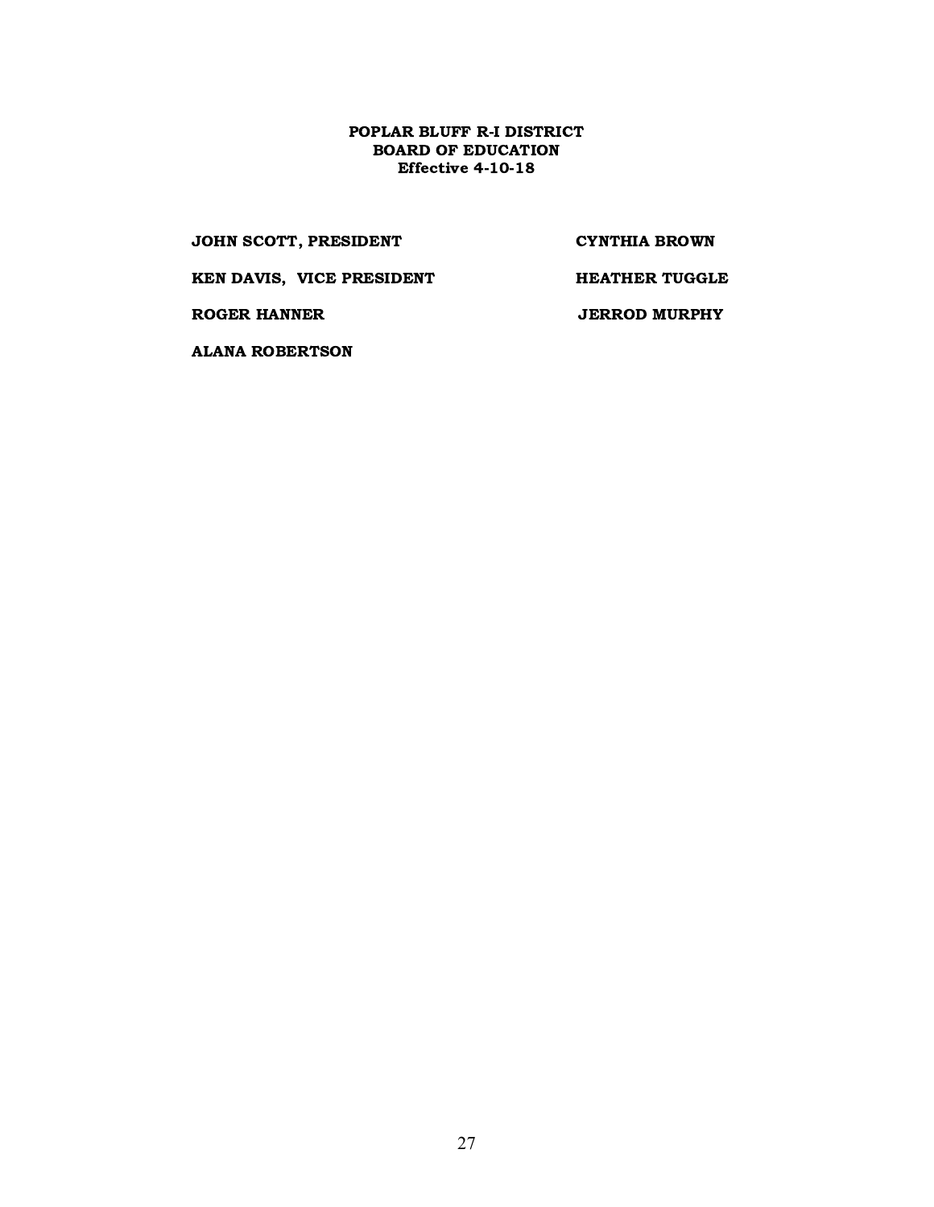**POPLAR BLUFF R-I DISTRICT**
**BOARD OF EDUCATION**
**Effective 4-10-18**

**JOHN SCOTT, PRESIDENT**

**KEN DAVIS, VICE PRESIDENT**

**ROGER HANNER**

**ALANA ROBERTSON**

**CYNTHIA BROWN**

**HEATHER TUGGLE**

**JERROD MURPHY**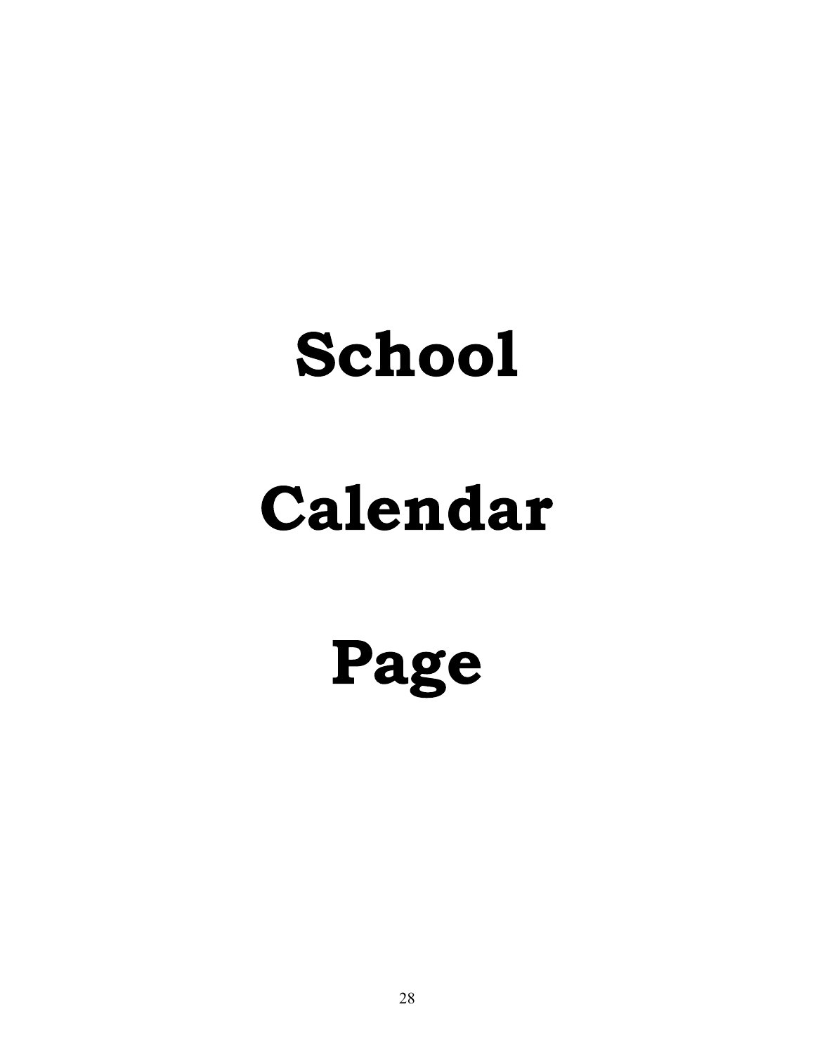# School

# Calendar

# Page